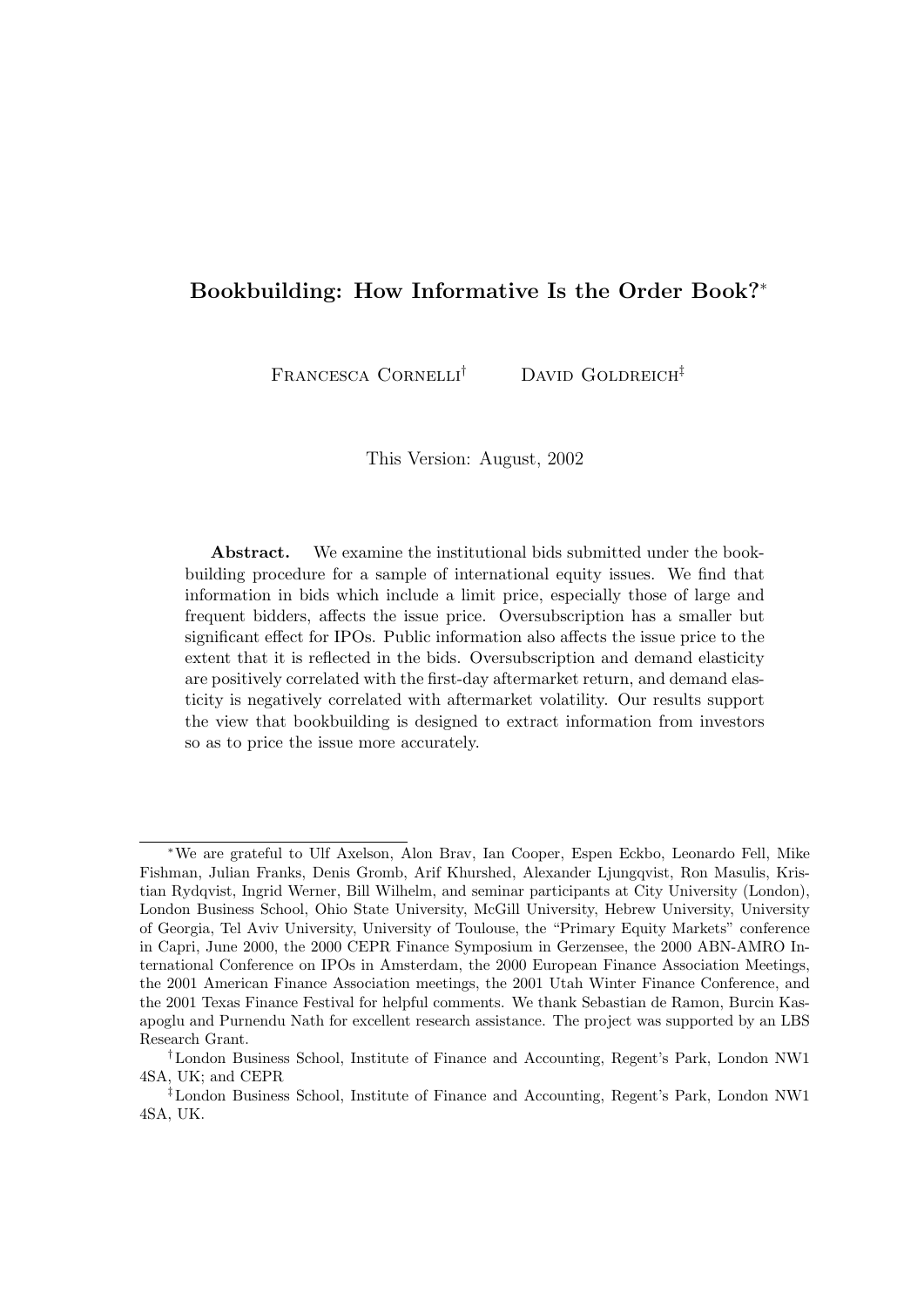# Bookbuilding: How Informative Is the Order Book?*

Francesca Cornelli† David Goldreich‡

This Version: August, 2002

**Abstract.** We examine the institutional bids submitted under the bookbuilding procedure for a sample of international equity issues. We find that information in bids which include a limit price, especially those of large and frequent bidders, affects the issue price. Oversubscription has a smaller but significant effect for IPOs. Public information also affects the issue price to the extent that it is reflected in the bids. Oversubscription and demand elasticity are positively correlated with the first-day aftermarket return, and demand elasticity is negatively correlated with aftermarket volatility. Our results support the view that bookbuilding is designed to extract information from investors so as to price the issue more accurately.

---

*We are grateful to Ulf Axelson, Alon Brav, Ian Cooper, Espen Eckbo, Leonardo Fell, Mike Fishman, Julian Franks, Denis Gromb, Arif Khurshed, Alexander Ljungqvist, Ron Masulis, Kristian Rydqvist, Ingrid Werner, Bill Wilhelm, and seminar participants at City University (London), London Business School, Ohio State University, McGill University, Hebrew University, University of Georgia, Tel Aviv University, University of Toulouse, the "Primary Equity Markets" conference in Capri, June 2000, the 2000 CEPR Finance Symposium in Gerzensee, the 2000 ABN-AMRO International Conference on IPOs in Amsterdam, the 2000 European Finance Association Meetings, the 2001 American Finance Association meetings, the 2001 Utah Winter Finance Conference, and the 2001 Texas Finance Festival for helpful comments. We thank Sebastian de Ramon, Burcin Kasapoglu and Purnendu Nath for excellent research assistance. The project was supported by an LBS Research Grant.

†London Business School, Institute of Finance and Accounting, Regent's Park, London NW1 4SA, UK; and CEPR

‡London Business School, Institute of Finance and Accounting, Regent's Park, London NW1 4SA, UK.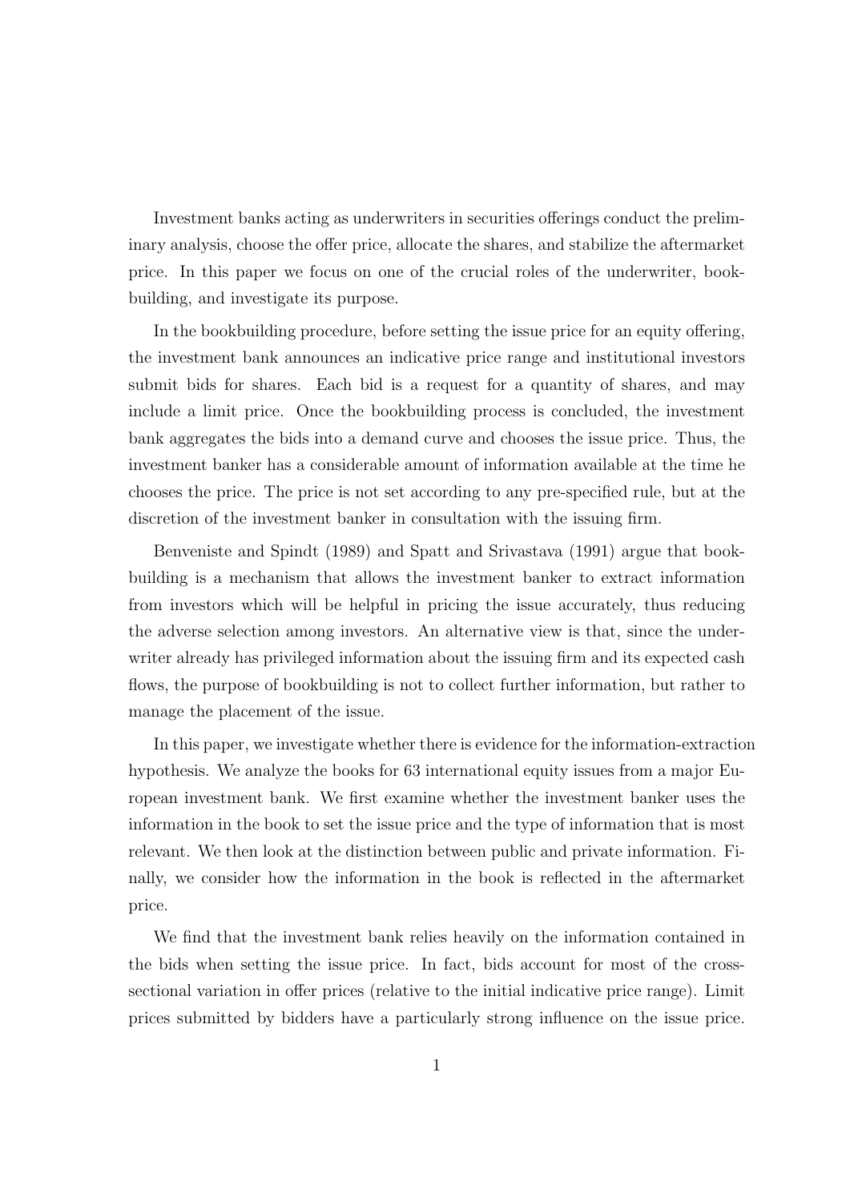Investment banks acting as underwriters in securities offerings conduct the preliminary analysis, choose the offer price, allocate the shares, and stabilize the aftermarket price. In this paper we focus on one of the crucial roles of the underwriter, bookbuilding, and investigate its purpose.

In the bookbuilding procedure, before setting the issue price for an equity offering, the investment bank announces an indicative price range and institutional investors submit bids for shares. Each bid is a request for a quantity of shares, and may include a limit price. Once the bookbuilding process is concluded, the investment bank aggregates the bids into a demand curve and chooses the issue price. Thus, the investment banker has a considerable amount of information available at the time he chooses the price. The price is not set according to any pre-specified rule, but at the discretion of the investment banker in consultation with the issuing firm.

Benveniste and Spindt (1989) and Spatt and Srivastava (1991) argue that bookbuilding is a mechanism that allows the investment banker to extract information from investors which will be helpful in pricing the issue accurately, thus reducing the adverse selection among investors. An alternative view is that, since the underwriter already has privileged information about the issuing firm and its expected cash flows, the purpose of bookbuilding is not to collect further information, but rather to manage the placement of the issue.

In this paper, we investigate whether there is evidence for the information-extraction hypothesis. We analyze the books for 63 international equity issues from a major European investment bank. We first examine whether the investment banker uses the information in the book to set the issue price and the type of information that is most relevant. We then look at the distinction between public and private information. Finally, we consider how the information in the book is reflected in the aftermarket price.

We find that the investment bank relies heavily on the information contained in the bids when setting the issue price. In fact, bids account for most of the cross-sectional variation in offer prices (relative to the initial indicative price range). Limit prices submitted by bidders have a particularly strong influence on the issue price.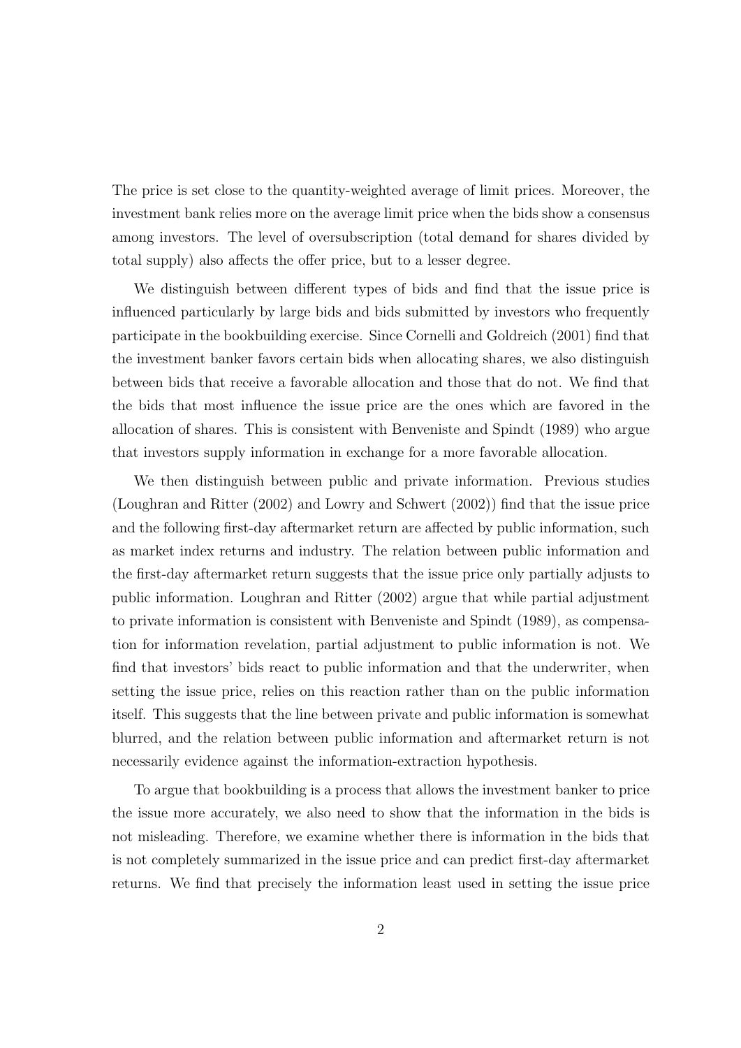The price is set close to the quantity-weighted average of limit prices. Moreover, the investment bank relies more on the average limit price when the bids show a consensus among investors. The level of oversubscription (total demand for shares divided by total supply) also affects the offer price, but to a lesser degree.

We distinguish between different types of bids and find that the issue price is influenced particularly by large bids and bids submitted by investors who frequently participate in the bookbuilding exercise. Since Cornelli and Goldreich (2001) find that the investment banker favors certain bids when allocating shares, we also distinguish between bids that receive a favorable allocation and those that do not. We find that the bids that most influence the issue price are the ones which are favored in the allocation of shares. This is consistent with Benveniste and Spindt (1989) who argue that investors supply information in exchange for a more favorable allocation.

We then distinguish between public and private information. Previous studies (Loughran and Ritter (2002) and Lowry and Schwert (2002)) find that the issue price and the following first-day aftermarket return are affected by public information, such as market index returns and industry. The relation between public information and the first-day aftermarket return suggests that the issue price only partially adjusts to public information. Loughran and Ritter (2002) argue that while partial adjustment to private information is consistent with Benveniste and Spindt (1989), as compensation for information revelation, partial adjustment to public information is not. We find that investors' bids react to public information and that the underwriter, when setting the issue price, relies on this reaction rather than on the public information itself. This suggests that the line between private and public information is somewhat blurred, and the relation between public information and aftermarket return is not necessarily evidence against the information-extraction hypothesis.

To argue that bookbuilding is a process that allows the investment banker to price the issue more accurately, we also need to show that the information in the bids is not misleading. Therefore, we examine whether there is information in the bids that is not completely summarized in the issue price and can predict first-day aftermarket returns. We find that precisely the information least used in setting the issue price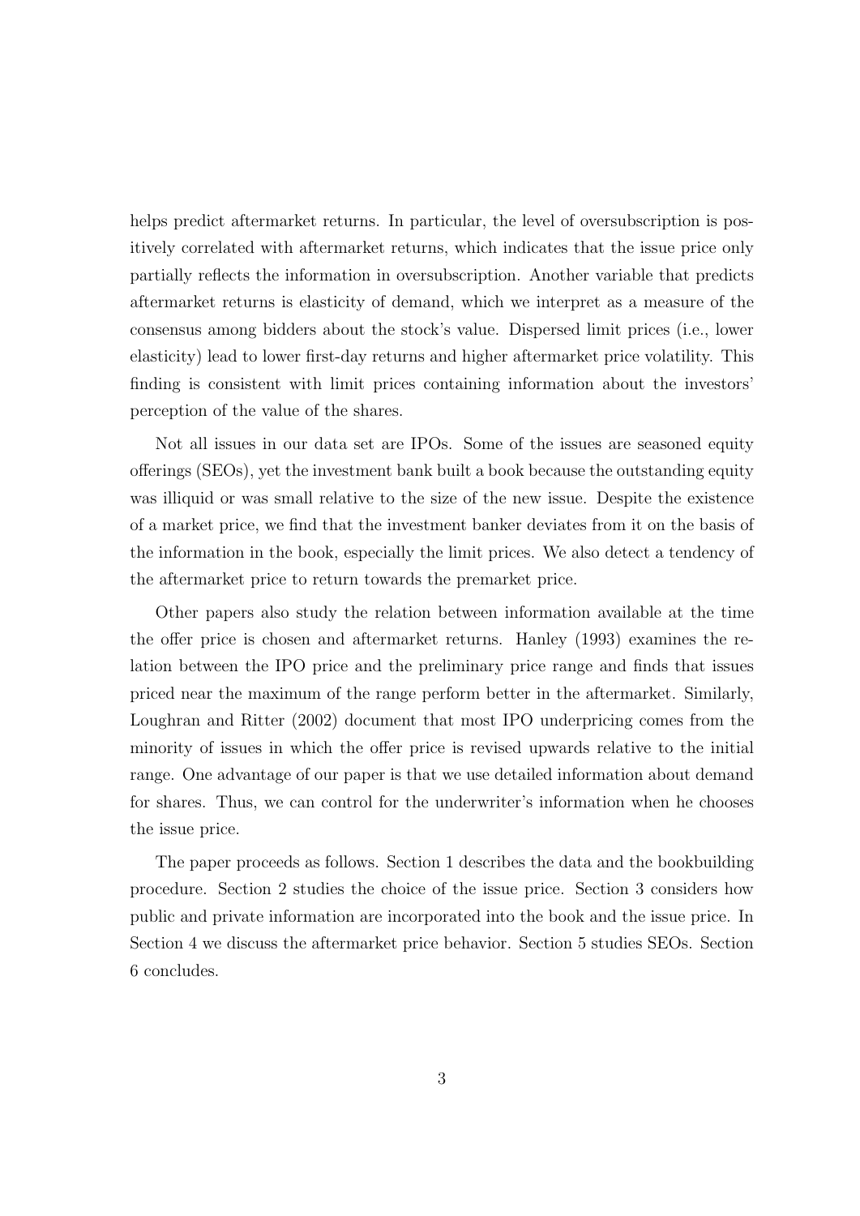helps predict aftermarket returns. In particular, the level of oversubscription is positively correlated with aftermarket returns, which indicates that the issue price only partially reflects the information in oversubscription. Another variable that predicts aftermarket returns is elasticity of demand, which we interpret as a measure of the consensus among bidders about the stock's value. Dispersed limit prices (i.e., lower elasticity) lead to lower first-day returns and higher aftermarket price volatility. This finding is consistent with limit prices containing information about the investors' perception of the value of the shares.

Not all issues in our data set are IPOs. Some of the issues are seasoned equity offerings (SEOs), yet the investment bank built a book because the outstanding equity was illiquid or was small relative to the size of the new issue. Despite the existence of a market price, we find that the investment banker deviates from it on the basis of the information in the book, especially the limit prices. We also detect a tendency of the aftermarket price to return towards the premarket price.

Other papers also study the relation between information available at the time the offer price is chosen and aftermarket returns. Hanley (1993) examines the relation between the IPO price and the preliminary price range and finds that issues priced near the maximum of the range perform better in the aftermarket. Similarly, Loughran and Ritter (2002) document that most IPO underpricing comes from the minority of issues in which the offer price is revised upwards relative to the initial range. One advantage of our paper is that we use detailed information about demand for shares. Thus, we can control for the underwriter's information when he chooses the issue price.

The paper proceeds as follows. Section 1 describes the data and the bookbuilding procedure. Section 2 studies the choice of the issue price. Section 3 considers how public and private information are incorporated into the book and the issue price. In Section 4 we discuss the aftermarket price behavior. Section 5 studies SEOs. Section 6 concludes.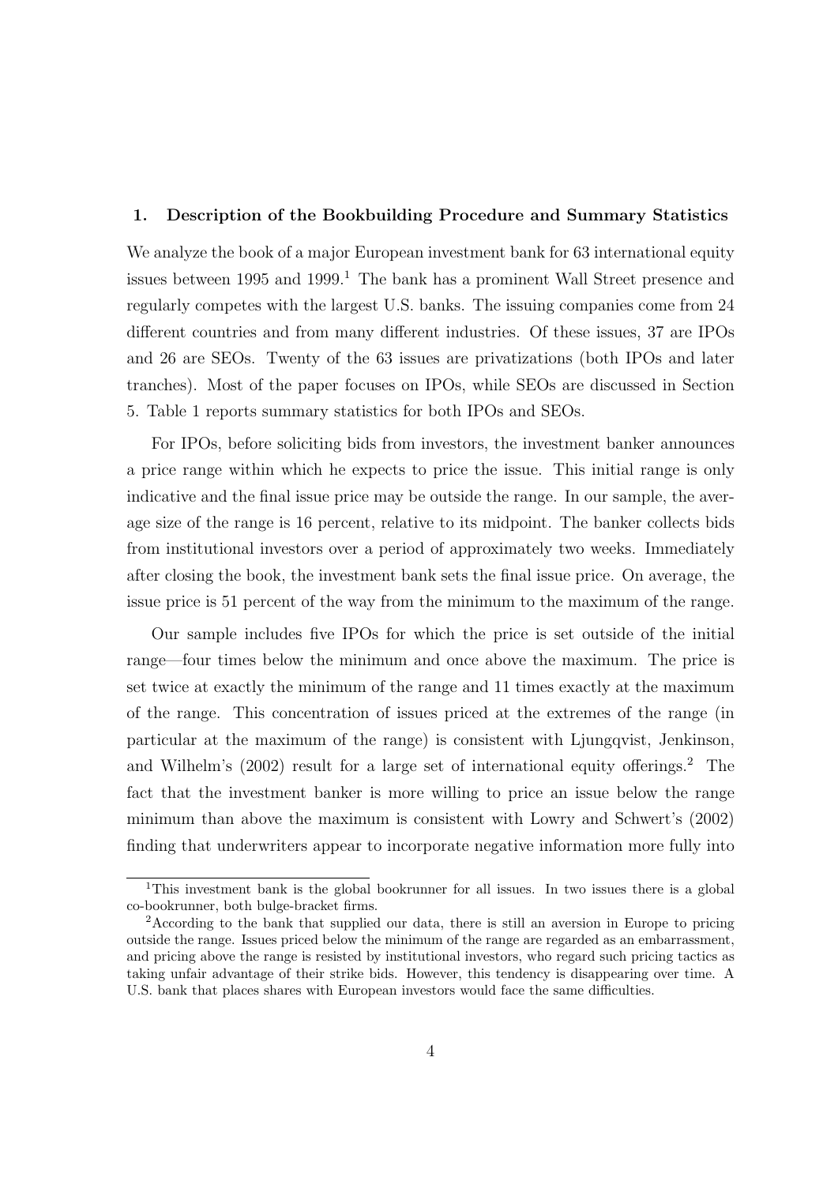## 1. Description of the Bookbuilding Procedure and Summary Statistics

We analyze the book of a major European investment bank for 63 international equity issues between 1995 and 1999.[1] The bank has a prominent Wall Street presence and regularly competes with the largest U.S. banks. The issuing companies come from 24 different countries and from many different industries. Of these issues, 37 are IPOs and 26 are SEOs. Twenty of the 63 issues are privatizations (both IPOs and later tranches). Most of the paper focuses on IPOs, while SEOs are discussed in Section 5. Table 1 reports summary statistics for both IPOs and SEOs.

For IPOs, before soliciting bids from investors, the investment banker announces a price range within which he expects to price the issue. This initial range is only indicative and the final issue price may be outside the range. In our sample, the average size of the range is 16 percent, relative to its midpoint. The banker collects bids from institutional investors over a period of approximately two weeks. Immediately after closing the book, the investment bank sets the final issue price. On average, the issue price is 51 percent of the way from the minimum to the maximum of the range.

Our sample includes five IPOs for which the price is set outside of the initial range—four times below the minimum and once above the maximum. The price is set twice at exactly the minimum of the range and 11 times exactly at the maximum of the range. This concentration of issues priced at the extremes of the range (in particular at the maximum of the range) is consistent with Ljungqvist, Jenkinson, and Wilhelm's (2002) result for a large set of international equity offerings.[2] The fact that the investment banker is more willing to price an issue below the range minimum than above the maximum is consistent with Lowry and Schwert's (2002) finding that underwriters appear to incorporate negative information more fully into

[1] This investment bank is the global bookrunner for all issues. In two issues there is a global co-bookrunner, both bulge-bracket firms.

[2] According to the bank that supplied our data, there is still an aversion in Europe to pricing outside the range. Issues priced below the minimum of the range are regarded as an embarrassment, and pricing above the range is resisted by institutional investors, who regard such pricing tactics as taking unfair advantage of their strike bids. However, this tendency is disappearing over time. A U.S. bank that places shares with European investors would face the same difficulties.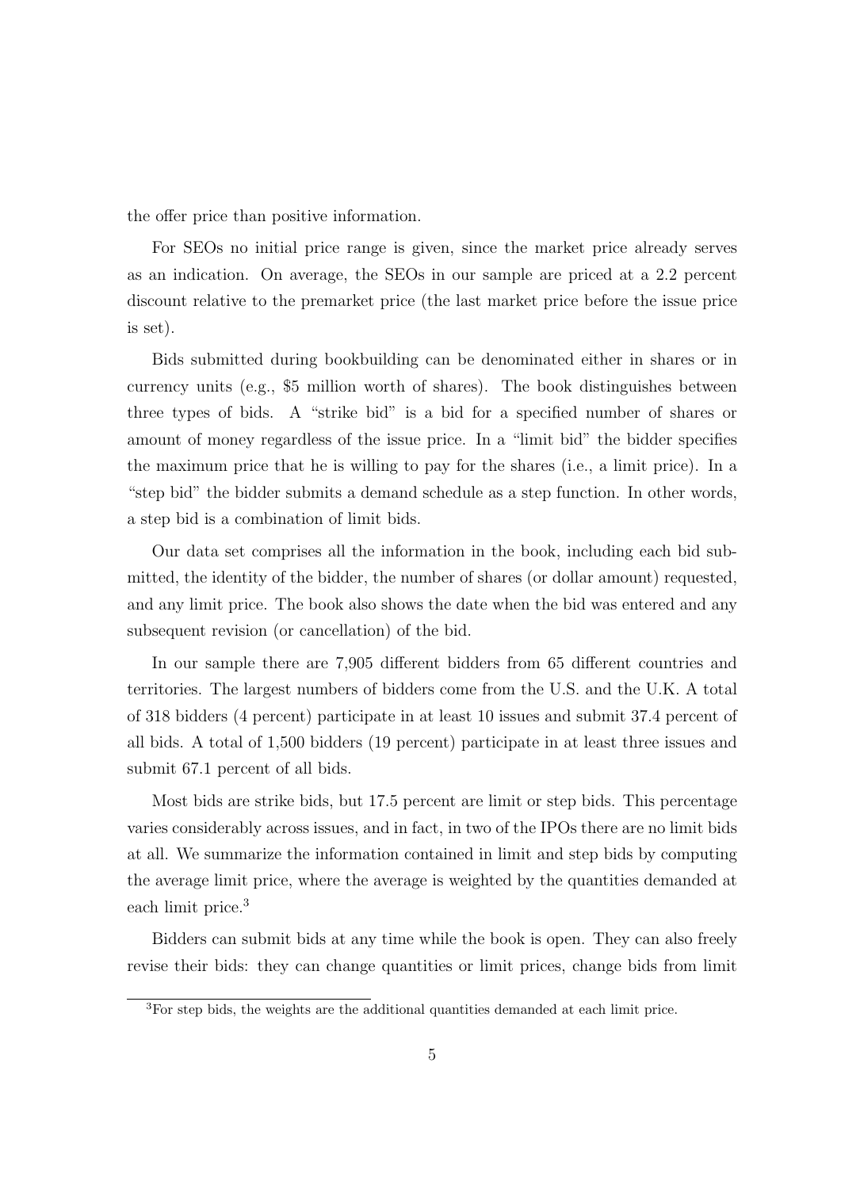the offer price than positive information.

For SEOs no initial price range is given, since the market price already serves as an indication. On average, the SEOs in our sample are priced at a 2.2 percent discount relative to the premarket price (the last market price before the issue price is set).

Bids submitted during bookbuilding can be denominated either in shares or in currency units (e.g., $5 million worth of shares). The book distinguishes between three types of bids. A "strike bid" is a bid for a specified number of shares or amount of money regardless of the issue price. In a "limit bid" the bidder specifies the maximum price that he is willing to pay for the shares (i.e., a limit price). In a "step bid" the bidder submits a demand schedule as a step function. In other words, a step bid is a combination of limit bids.

Our data set comprises all the information in the book, including each bid submitted, the identity of the bidder, the number of shares (or dollar amount) requested, and any limit price. The book also shows the date when the bid was entered and any subsequent revision (or cancellation) of the bid.

In our sample there are 7,905 different bidders from 65 different countries and territories. The largest numbers of bidders come from the U.S. and the U.K. A total of 318 bidders (4 percent) participate in at least 10 issues and submit 37.4 percent of all bids. A total of 1,500 bidders (19 percent) participate in at least three issues and submit 67.1 percent of all bids.

Most bids are strike bids, but 17.5 percent are limit or step bids. This percentage varies considerably across issues, and in fact, in two of the IPOs there are no limit bids at all. We summarize the information contained in limit and step bids by computing the average limit price, where the average is weighted by the quantities demanded at each limit price.[3]

Bidders can submit bids at any time while the book is open. They can also freely revise their bids: they can change quantities or limit prices, change bids from limit

[3]For step bids, the weights are the additional quantities demanded at each limit price.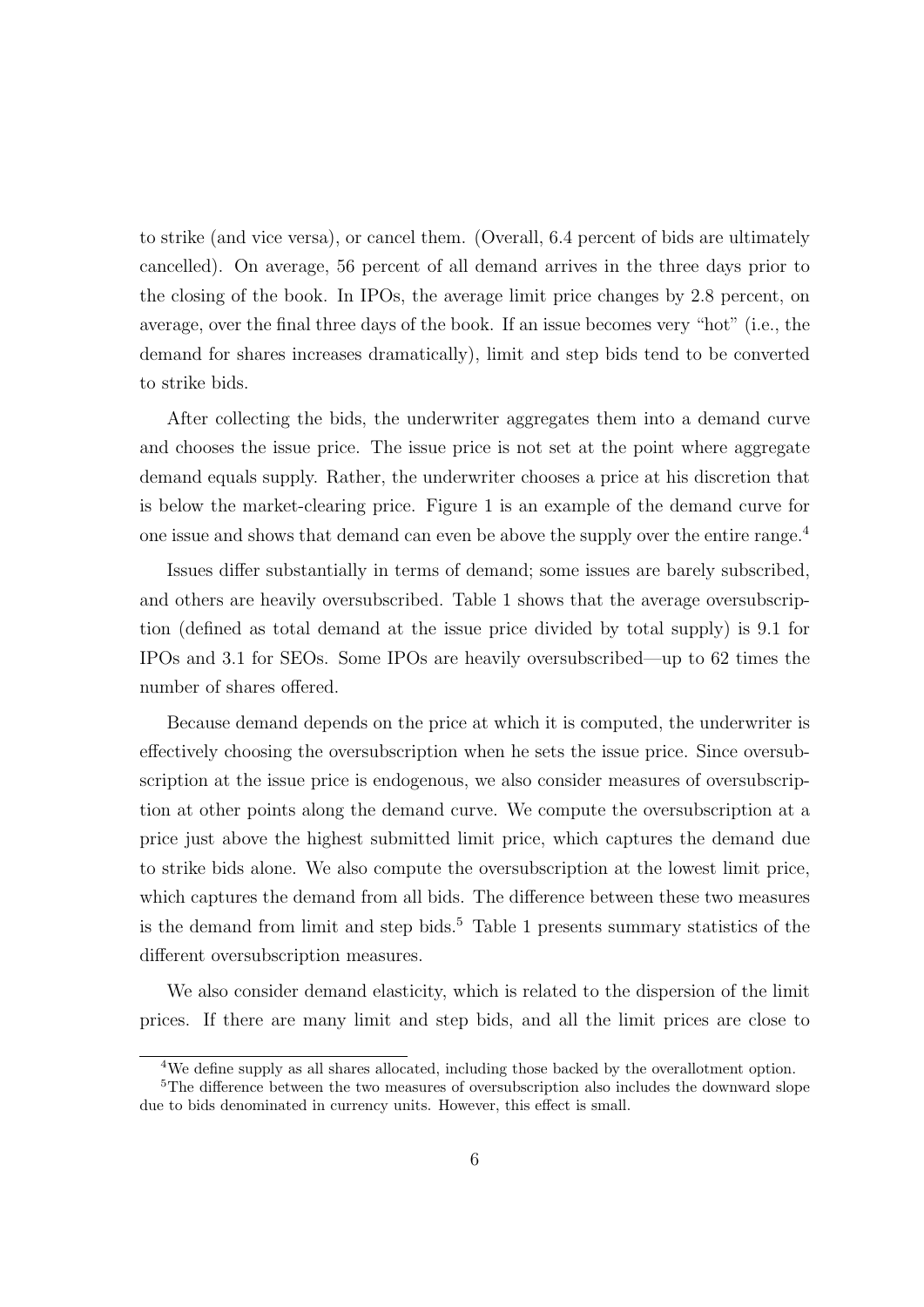to strike (and vice versa), or cancel them. (Overall, 6.4 percent of bids are ultimately cancelled). On average, 56 percent of all demand arrives in the three days prior to the closing of the book. In IPOs, the average limit price changes by 2.8 percent, on average, over the final three days of the book. If an issue becomes very "hot" (i.e., the demand for shares increases dramatically), limit and step bids tend to be converted to strike bids.

After collecting the bids, the underwriter aggregates them into a demand curve and chooses the issue price. The issue price is not set at the point where aggregate demand equals supply. Rather, the underwriter chooses a price at his discretion that is below the market-clearing price. Figure 1 is an example of the demand curve for one issue and shows that demand can even be above the supply over the entire range.[4]

Issues differ substantially in terms of demand; some issues are barely subscribed, and others are heavily oversubscribed. Table 1 shows that the average oversubscription (defined as total demand at the issue price divided by total supply) is 9.1 for IPOs and 3.1 for SEOs. Some IPOs are heavily oversubscribed—up to 62 times the number of shares offered.

Because demand depends on the price at which it is computed, the underwriter is effectively choosing the oversubscription when he sets the issue price. Since oversubscription at the issue price is endogenous, we also consider measures of oversubscription at other points along the demand curve. We compute the oversubscription at a price just above the highest submitted limit price, which captures the demand due to strike bids alone. We also compute the oversubscription at the lowest limit price, which captures the demand from all bids. The difference between these two measures is the demand from limit and step bids.[5] Table 1 presents summary statistics of the different oversubscription measures.

We also consider demand elasticity, which is related to the dispersion of the limit prices. If there are many limit and step bids, and all the limit prices are close to

[4] We define supply as all shares allocated, including those backed by the overallotment option.

[5] The difference between the two measures of oversubscription also includes the downward slope due to bids denominated in currency units. However, this effect is small.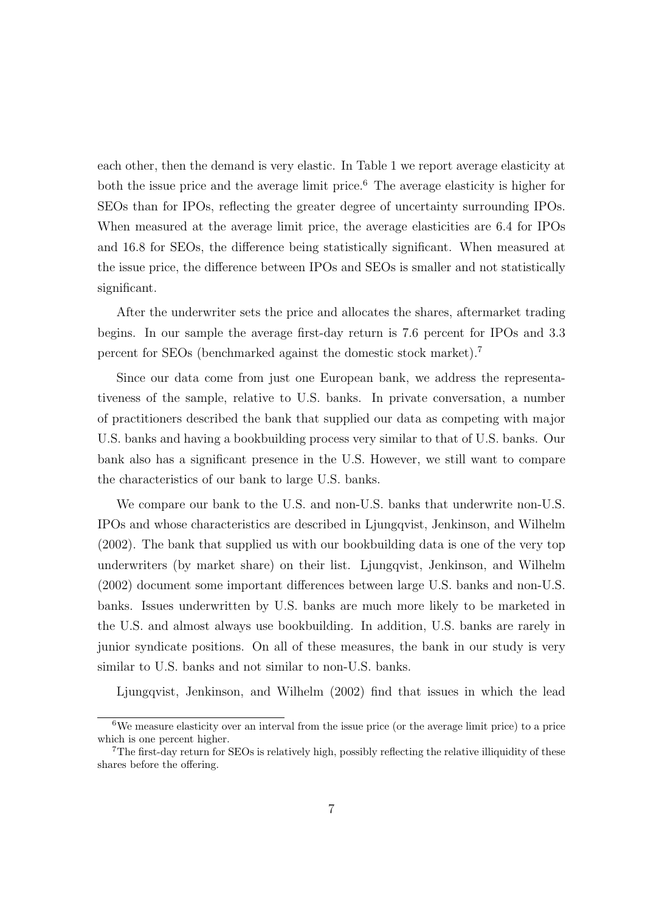each other, then the demand is very elastic. In Table 1 we report average elasticity at both the issue price and the average limit price.[6] The average elasticity is higher for SEOs than for IPOs, reflecting the greater degree of uncertainty surrounding IPOs. When measured at the average limit price, the average elasticities are 6.4 for IPOs and 16.8 for SEOs, the difference being statistically significant. When measured at the issue price, the difference between IPOs and SEOs is smaller and not statistically significant.

After the underwriter sets the price and allocates the shares, aftermarket trading begins. In our sample the average first-day return is 7.6 percent for IPOs and 3.3 percent for SEOs (benchmarked against the domestic stock market).[7]

Since our data come from just one European bank, we address the representativeness of the sample, relative to U.S. banks. In private conversation, a number of practitioners described the bank that supplied our data as competing with major U.S. banks and having a bookbuilding process very similar to that of U.S. banks. Our bank also has a significant presence in the U.S. However, we still want to compare the characteristics of our bank to large U.S. banks.

We compare our bank to the U.S. and non-U.S. banks that underwrite non-U.S. IPOs and whose characteristics are described in Ljungqvist, Jenkinson, and Wilhelm (2002). The bank that supplied us with our bookbuilding data is one of the very top underwriters (by market share) on their list. Ljungqvist, Jenkinson, and Wilhelm (2002) document some important differences between large U.S. banks and non-U.S. banks. Issues underwritten by U.S. banks are much more likely to be marketed in the U.S. and almost always use bookbuilding. In addition, U.S. banks are rarely in junior syndicate positions. On all of these measures, the bank in our study is very similar to U.S. banks and not similar to non-U.S. banks.

Ljungqvist, Jenkinson, and Wilhelm (2002) find that issues in which the lead

[6] We measure elasticity over an interval from the issue price (or the average limit price) to a price which is one percent higher.

[7] The first-day return for SEOs is relatively high, possibly reflecting the relative illiquidity of these shares before the offering.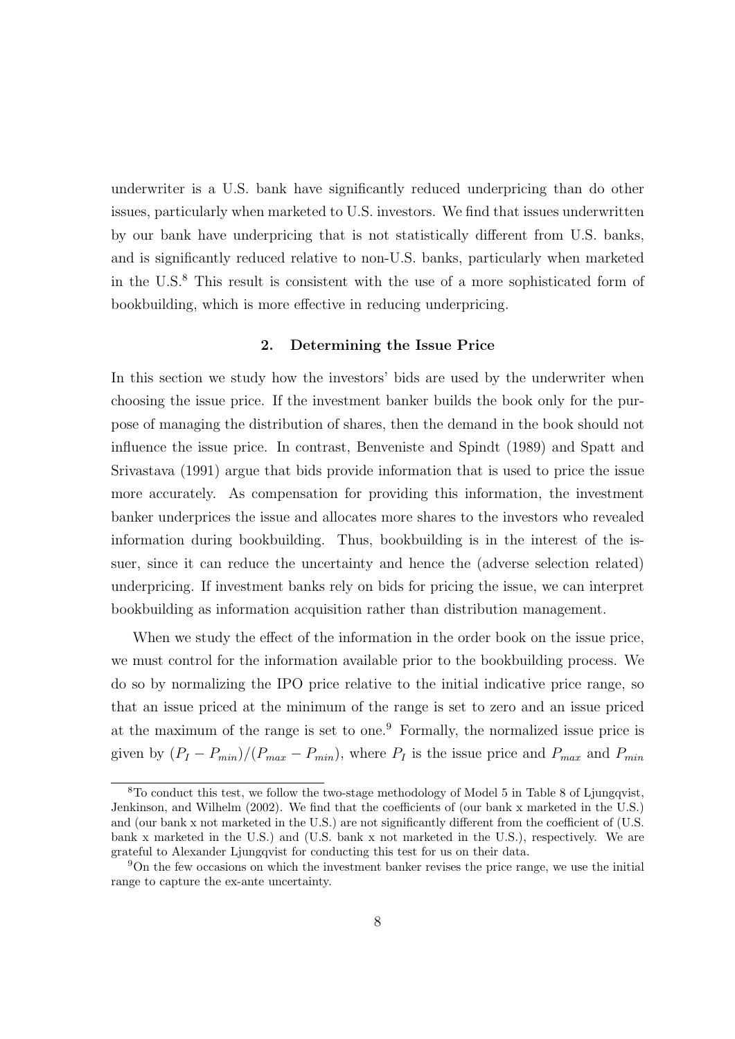underwriter is a U.S. bank have significantly reduced underpricing than do other issues, particularly when marketed to U.S. investors. We find that issues underwritten by our bank have underpricing that is not statistically different from U.S. banks, and is significantly reduced relative to non-U.S. banks, particularly when marketed in the U.S.[8] This result is consistent with the use of a more sophisticated form of bookbuilding, which is more effective in reducing underpricing.

## 2. Determining the Issue Price

In this section we study how the investors' bids are used by the underwriter when choosing the issue price. If the investment banker builds the book only for the purpose of managing the distribution of shares, then the demand in the book should not influence the issue price. In contrast, Benveniste and Spindt (1989) and Spatt and Srivastava (1991) argue that bids provide information that is used to price the issue more accurately. As compensation for providing this information, the investment banker underprices the issue and allocates more shares to the investors who revealed information during bookbuilding. Thus, bookbuilding is in the interest of the issuer, since it can reduce the uncertainty and hence the (adverse selection related) underpricing. If investment banks rely on bids for pricing the issue, we can interpret bookbuilding as information acquisition rather than distribution management.

When we study the effect of the information in the order book on the issue price, we must control for the information available prior to the bookbuilding process. We do so by normalizing the IPO price relative to the initial indicative price range, so that an issue priced at the minimum of the range is set to zero and an issue priced at the maximum of the range is set to one.[9] Formally, the normalized issue price is given by $(P_I - P_{min})/(P_{max} - P_{min})$, where $P_I$ is the issue price and $P_{max}$ and $P_{min}$

[8] To conduct this test, we follow the two-stage methodology of Model 5 in Table 8 of Ljungqvist, Jenkinson, and Wilhelm (2002). We find that the coefficients of (our bank x marketed in the U.S.) and (our bank x not marketed in the U.S.) are not significantly different from the coefficient of (U.S. bank x marketed in the U.S.) and (U.S. bank x not marketed in the U.S.), respectively. We are grateful to Alexander Ljungqvist for conducting this test for us on their data.

[9] On the few occasions on which the investment banker revises the price range, we use the initial range to capture the ex-ante uncertainty.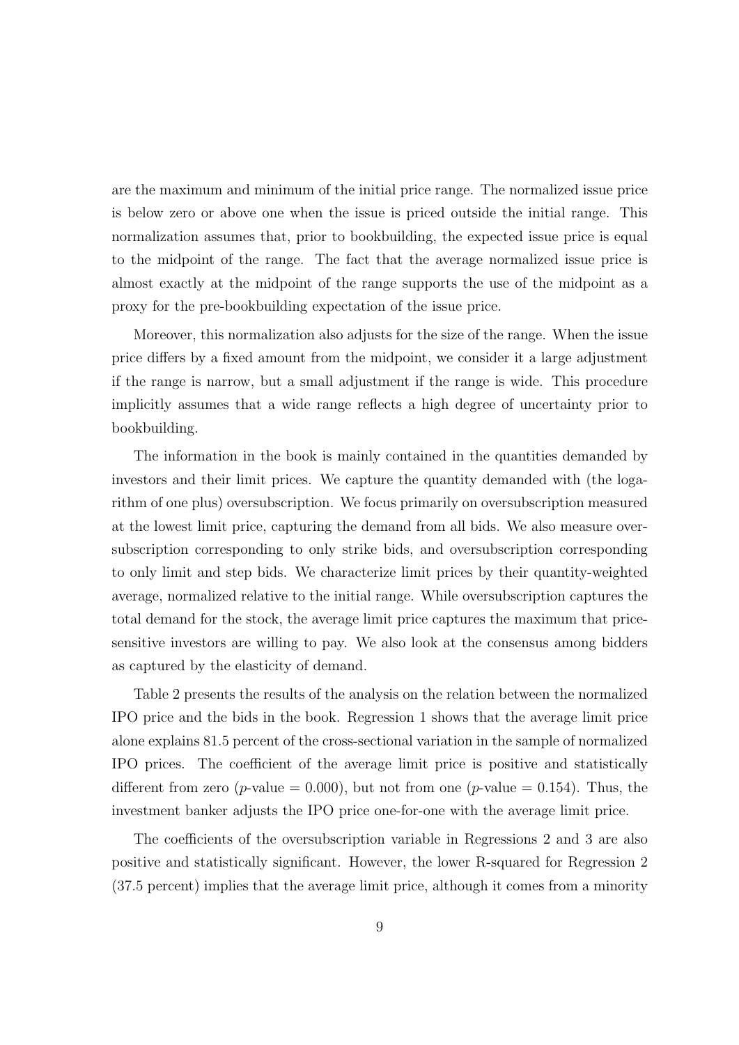are the maximum and minimum of the initial price range. The normalized issue price is below zero or above one when the issue is priced outside the initial range. This normalization assumes that, prior to bookbuilding, the expected issue price is equal to the midpoint of the range. The fact that the average normalized issue price is almost exactly at the midpoint of the range supports the use of the midpoint as a proxy for the pre-bookbuilding expectation of the issue price.

Moreover, this normalization also adjusts for the size of the range. When the issue price differs by a fixed amount from the midpoint, we consider it a large adjustment if the range is narrow, but a small adjustment if the range is wide. This procedure implicitly assumes that a wide range reflects a high degree of uncertainty prior to bookbuilding.

The information in the book is mainly contained in the quantities demanded by investors and their limit prices. We capture the quantity demanded with (the logarithm of one plus) oversubscription. We focus primarily on oversubscription measured at the lowest limit price, capturing the demand from all bids. We also measure oversubscription corresponding to only strike bids, and oversubscription corresponding to only limit and step bids. We characterize limit prices by their quantity-weighted average, normalized relative to the initial range. While oversubscription captures the total demand for the stock, the average limit price captures the maximum that price-sensitive investors are willing to pay. We also look at the consensus among bidders as captured by the elasticity of demand.

Table 2 presents the results of the analysis on the relation between the normalized IPO price and the bids in the book. Regression 1 shows that the average limit price alone explains 81.5 percent of the cross-sectional variation in the sample of normalized IPO prices. The coefficient of the average limit price is positive and statistically different from zero ($p$-value = 0.000), but not from one ($p$-value = 0.154). Thus, the investment banker adjusts the IPO price one-for-one with the average limit price.

The coefficients of the oversubscription variable in Regressions 2 and 3 are also positive and statistically significant. However, the lower R-squared for Regression 2 (37.5 percent) implies that the average limit price, although it comes from a minority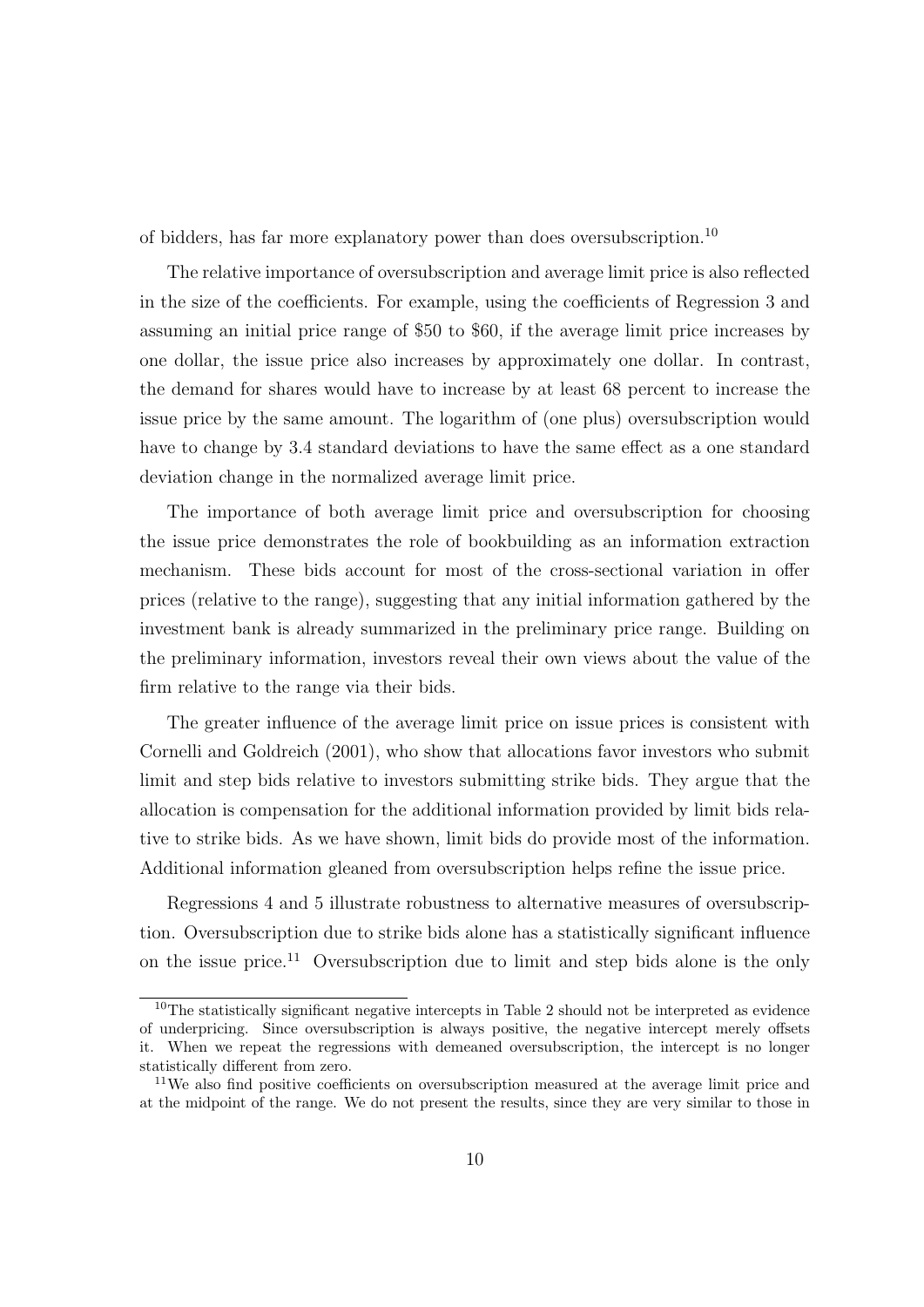of bidders, has far more explanatory power than does oversubscription.[10]

The relative importance of oversubscription and average limit price is also reflected in the size of the coefficients. For example, using the coefficients of Regression 3 and assuming an initial price range of \$50 to \$60, if the average limit price increases by one dollar, the issue price also increases by approximately one dollar. In contrast, the demand for shares would have to increase by at least 68 percent to increase the issue price by the same amount. The logarithm of (one plus) oversubscription would have to change by 3.4 standard deviations to have the same effect as a one standard deviation change in the normalized average limit price.

The importance of both average limit price and oversubscription for choosing the issue price demonstrates the role of bookbuilding as an information extraction mechanism. These bids account for most of the cross-sectional variation in offer prices (relative to the range), suggesting that any initial information gathered by the investment bank is already summarized in the preliminary price range. Building on the preliminary information, investors reveal their own views about the value of the firm relative to the range via their bids.

The greater influence of the average limit price on issue prices is consistent with Cornelli and Goldreich (2001), who show that allocations favor investors who submit limit and step bids relative to investors submitting strike bids. They argue that the allocation is compensation for the additional information provided by limit bids relative to strike bids. As we have shown, limit bids do provide most of the information. Additional information gleaned from oversubscription helps refine the issue price.

Regressions 4 and 5 illustrate robustness to alternative measures of oversubscription. Oversubscription due to strike bids alone has a statistically significant influence on the issue price.[11] Oversubscription due to limit and step bids alone is the only

---

[10] The statistically significant negative intercepts in Table 2 should not be interpreted as evidence of underpricing. Since oversubscription is always positive, the negative intercept merely offsets it. When we repeat the regressions with demeaned oversubscription, the intercept is no longer statistically different from zero.

[11] We also find positive coefficients on oversubscription measured at the average limit price and at the midpoint of the range. We do not present the results, since they are very similar to those in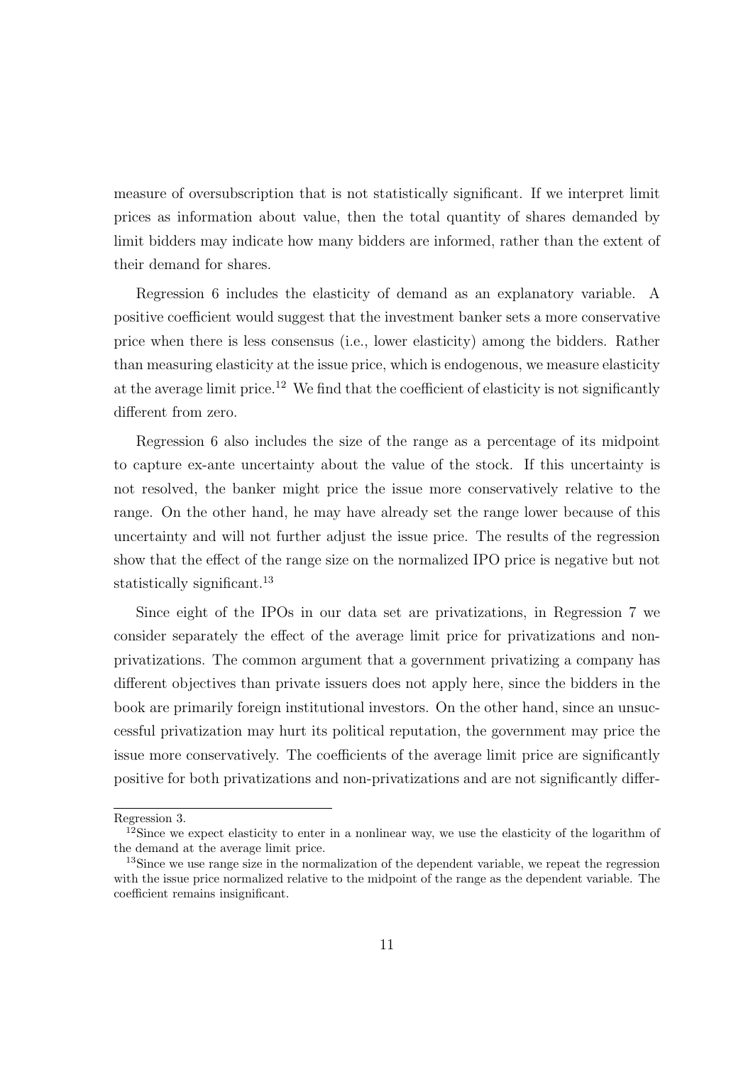measure of oversubscription that is not statistically significant. If we interpret limit prices as information about value, then the total quantity of shares demanded by limit bidders may indicate how many bidders are informed, rather than the extent of their demand for shares.

Regression 6 includes the elasticity of demand as an explanatory variable. A positive coefficient would suggest that the investment banker sets a more conservative price when there is less consensus (i.e., lower elasticity) among the bidders. Rather than measuring elasticity at the issue price, which is endogenous, we measure elasticity at the average limit price.[12] We find that the coefficient of elasticity is not significantly different from zero.

Regression 6 also includes the size of the range as a percentage of its midpoint to capture ex-ante uncertainty about the value of the stock. If this uncertainty is not resolved, the banker might price the issue more conservatively relative to the range. On the other hand, he may have already set the range lower because of this uncertainty and will not further adjust the issue price. The results of the regression show that the effect of the range size on the normalized IPO price is negative but not statistically significant.[13]

Since eight of the IPOs in our data set are privatizations, in Regression 7 we consider separately the effect of the average limit price for privatizations and non-privatizations. The common argument that a government privatizing a company has different objectives than private issuers does not apply here, since the bidders in the book are primarily foreign institutional investors. On the other hand, since an unsuccessful privatization may hurt its political reputation, the government may price the issue more conservatively. The coefficients of the average limit price are significantly positive for both privatizations and non-privatizations and are not significantly differ-

---

Regression 3.

[12]Since we expect elasticity to enter in a nonlinear way, we use the elasticity of the logarithm of the demand at the average limit price.

[13]Since we use range size in the normalization of the dependent variable, we repeat the regression with the issue price normalized relative to the midpoint of the range as the dependent variable. The coefficient remains insignificant.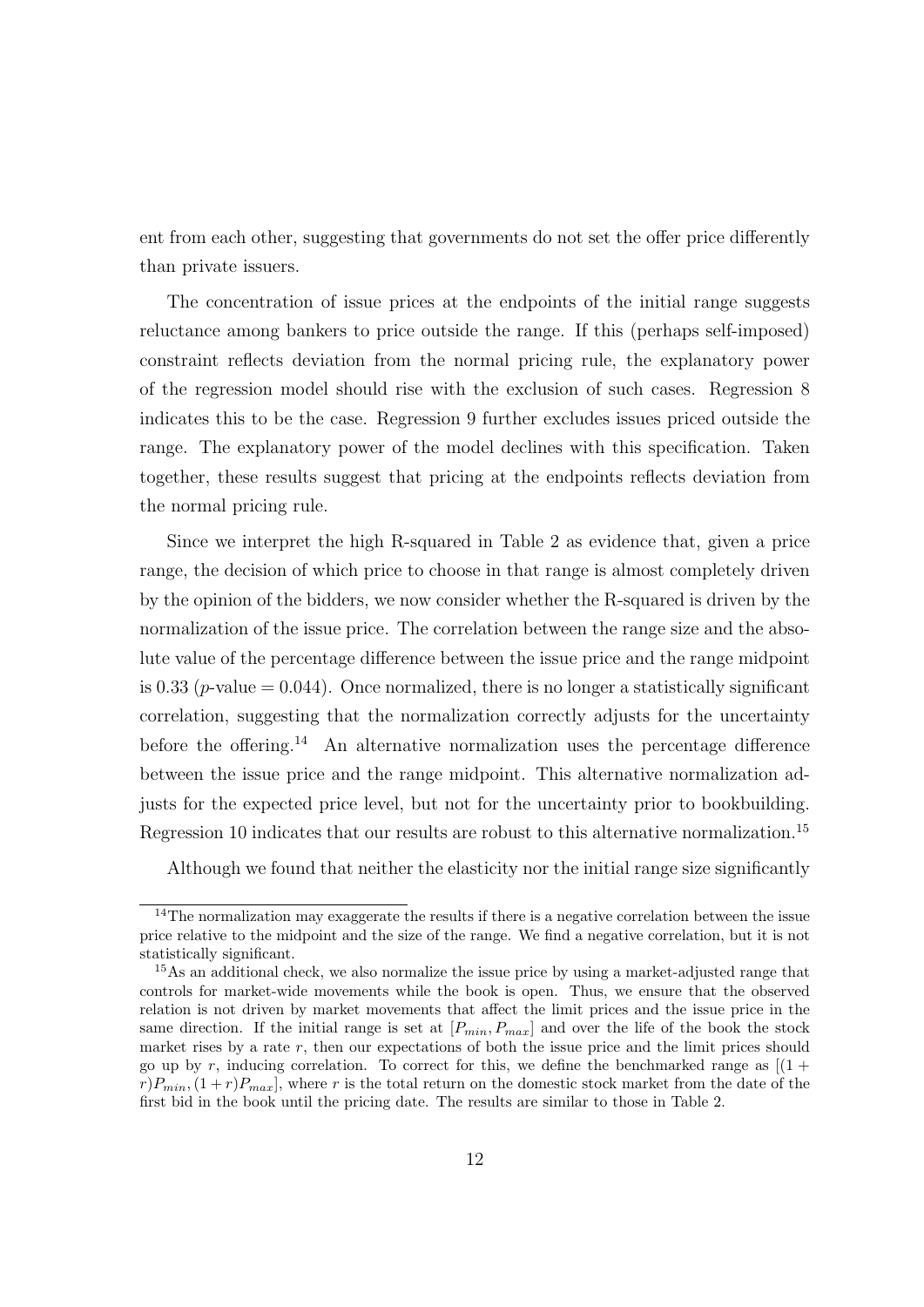ent from each other, suggesting that governments do not set the offer price differently than private issuers.

The concentration of issue prices at the endpoints of the initial range suggests reluctance among bankers to price outside the range. If this (perhaps self-imposed) constraint reflects deviation from the normal pricing rule, the explanatory power of the regression model should rise with the exclusion of such cases. Regression 8 indicates this to be the case. Regression 9 further excludes issues priced outside the range. The explanatory power of the model declines with this specification. Taken together, these results suggest that pricing at the endpoints reflects deviation from the normal pricing rule.

Since we interpret the high R-squared in Table 2 as evidence that, given a price range, the decision of which price to choose in that range is almost completely driven by the opinion of the bidders, we now consider whether the R-squared is driven by the normalization of the issue price. The correlation between the range size and the absolute value of the percentage difference between the issue price and the range midpoint is 0.33 ($p$-value = 0.044). Once normalized, there is no longer a statistically significant correlation, suggesting that the normalization correctly adjusts for the uncertainty before the offering.[14] An alternative normalization uses the percentage difference between the issue price and the range midpoint. This alternative normalization adjusts for the expected price level, but not for the uncertainty prior to bookbuilding. Regression 10 indicates that our results are robust to this alternative normalization.[15]

Although we found that neither the elasticity nor the initial range size significantly

[14] The normalization may exaggerate the results if there is a negative correlation between the issue price relative to the midpoint and the size of the range. We find a negative correlation, but it is not statistically significant.

[15] As an additional check, we also normalize the issue price by using a market-adjusted range that controls for market-wide movements while the book is open. Thus, we ensure that the observed relation is not driven by market movements that affect the limit prices and the issue price in the same direction. If the initial range is set at $[P_{min}, P_{max}]$ and over the life of the book the stock market rises by a rate $r$, then our expectations of both the issue price and the limit prices should go up by $r$, inducing correlation. To correct for this, we define the benchmarked range as $[(1+r)P_{min}, (1+r)P_{max}]$, where $r$ is the total return on the domestic stock market from the date of the first bid in the book until the pricing date. The results are similar to those in Table 2.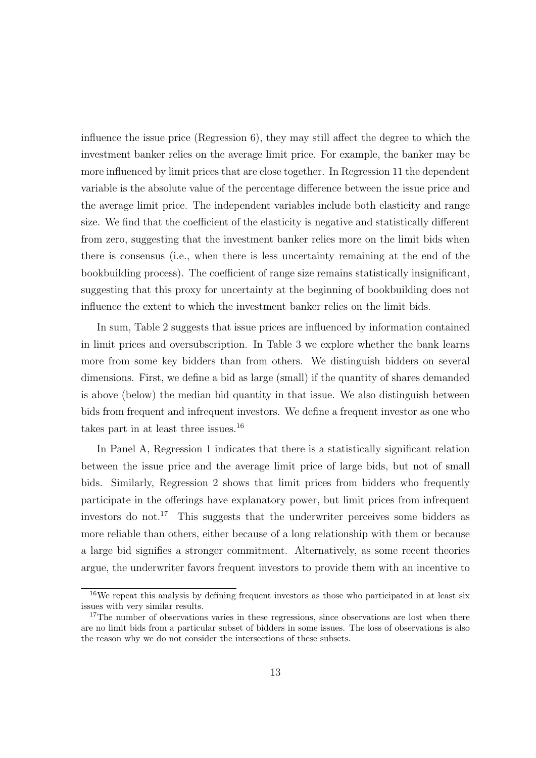influence the issue price (Regression 6), they may still affect the degree to which the investment banker relies on the average limit price. For example, the banker may be more influenced by limit prices that are close together. In Regression 11 the dependent variable is the absolute value of the percentage difference between the issue price and the average limit price. The independent variables include both elasticity and range size. We find that the coefficient of the elasticity is negative and statistically different from zero, suggesting that the investment banker relies more on the limit bids when there is consensus (i.e., when there is less uncertainty remaining at the end of the bookbuilding process). The coefficient of range size remains statistically insignificant, suggesting that this proxy for uncertainty at the beginning of bookbuilding does not influence the extent to which the investment banker relies on the limit bids.

In sum, Table 2 suggests that issue prices are influenced by information contained in limit prices and oversubscription. In Table 3 we explore whether the bank learns more from some key bidders than from others. We distinguish bidders on several dimensions. First, we define a bid as large (small) if the quantity of shares demanded is above (below) the median bid quantity in that issue. We also distinguish between bids from frequent and infrequent investors. We define a frequent investor as one who takes part in at least three issues.[16]

In Panel A, Regression 1 indicates that there is a statistically significant relation between the issue price and the average limit price of large bids, but not of small bids. Similarly, Regression 2 shows that limit prices from bidders who frequently participate in the offerings have explanatory power, but limit prices from infrequent investors do not.[17] This suggests that the underwriter perceives some bidders as more reliable than others, either because of a long relationship with them or because a large bid signifies a stronger commitment. Alternatively, as some recent theories argue, the underwriter favors frequent investors to provide them with an incentive to

[16]We repeat this analysis by defining frequent investors as those who participated in at least six issues with very similar results.

[17]The number of observations varies in these regressions, since observations are lost when there are no limit bids from a particular subset of bidders in some issues. The loss of observations is also the reason why we do not consider the intersections of these subsets.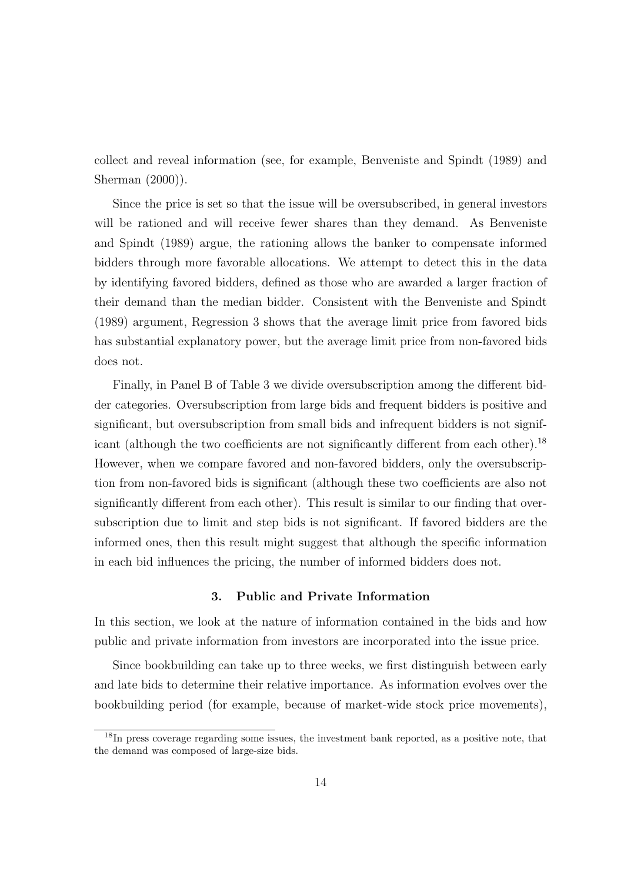collect and reveal information (see, for example, Benveniste and Spindt (1989) and Sherman (2000)).

Since the price is set so that the issue will be oversubscribed, in general investors will be rationed and will receive fewer shares than they demand. As Benveniste and Spindt (1989) argue, the rationing allows the banker to compensate informed bidders through more favorable allocations. We attempt to detect this in the data by identifying favored bidders, defined as those who are awarded a larger fraction of their demand than the median bidder. Consistent with the Benveniste and Spindt (1989) argument, Regression 3 shows that the average limit price from favored bids has substantial explanatory power, but the average limit price from non-favored bids does not.

Finally, in Panel B of Table 3 we divide oversubscription among the different bidder categories. Oversubscription from large bids and frequent bidders is positive and significant, but oversubscription from small bids and infrequent bidders is not significant (although the two coefficients are not significantly different from each other).[18] However, when we compare favored and non-favored bidders, only the oversubscription from non-favored bids is significant (although these two coefficients are also not significantly different from each other). This result is similar to our finding that oversubscription due to limit and step bids is not significant. If favored bidders are the informed ones, then this result might suggest that although the specific information in each bid influences the pricing, the number of informed bidders does not.

### 3. Public and Private Information

In this section, we look at the nature of information contained in the bids and how public and private information from investors are incorporated into the issue price.

Since bookbuilding can take up to three weeks, we first distinguish between early and late bids to determine their relative importance. As information evolves over the bookbuilding period (for example, because of market-wide stock price movements),

[18] In press coverage regarding some issues, the investment bank reported, as a positive note, that the demand was composed of large-size bids.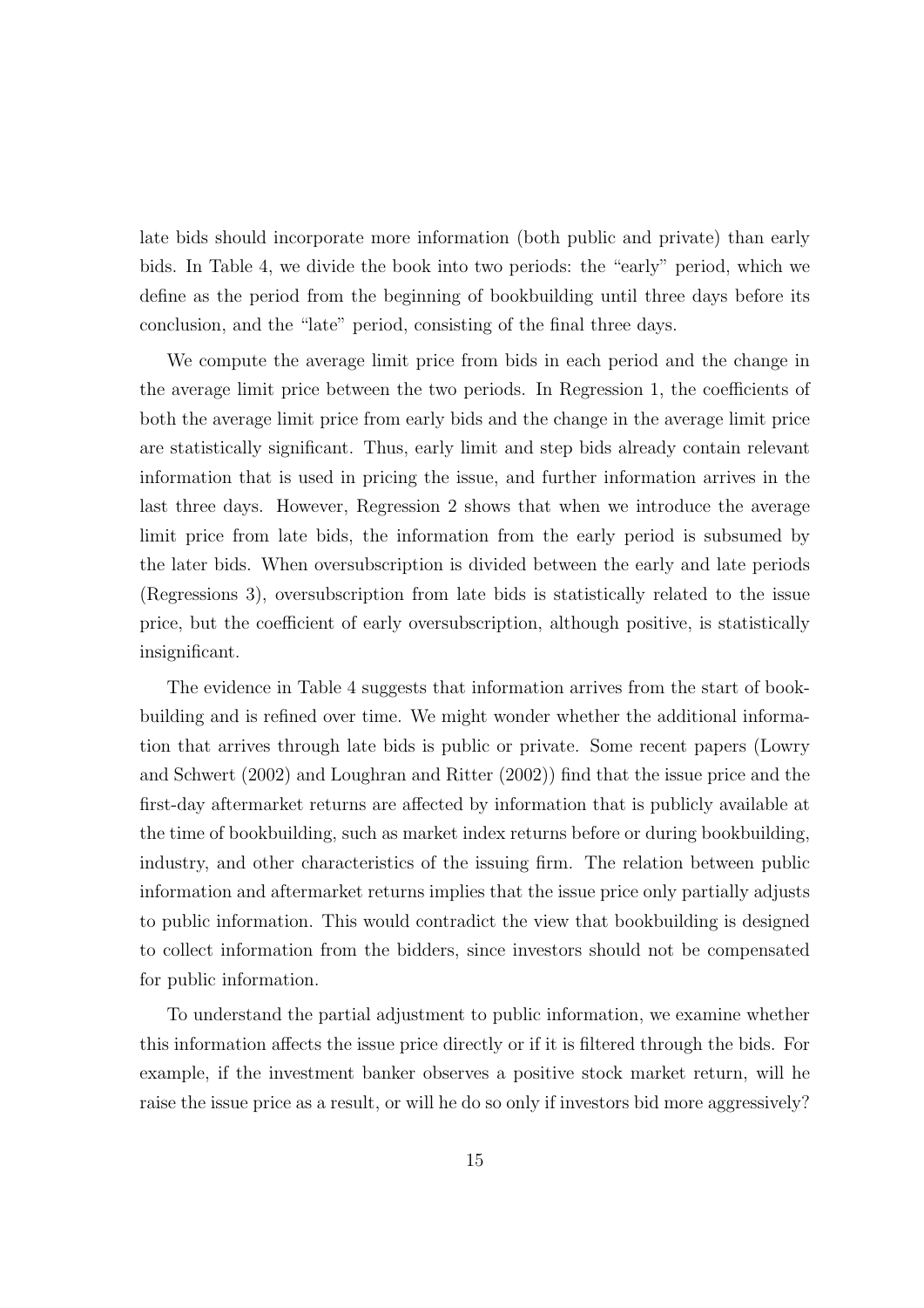late bids should incorporate more information (both public and private) than early bids. In Table 4, we divide the book into two periods: the "early" period, which we define as the period from the beginning of bookbuilding until three days before its conclusion, and the "late" period, consisting of the final three days.

We compute the average limit price from bids in each period and the change in the average limit price between the two periods. In Regression 1, the coefficients of both the average limit price from early bids and the change in the average limit price are statistically significant. Thus, early limit and step bids already contain relevant information that is used in pricing the issue, and further information arrives in the last three days. However, Regression 2 shows that when we introduce the average limit price from late bids, the information from the early period is subsumed by the later bids. When oversubscription is divided between the early and late periods (Regressions 3), oversubscription from late bids is statistically related to the issue price, but the coefficient of early oversubscription, although positive, is statistically insignificant.

The evidence in Table 4 suggests that information arrives from the start of bookbuilding and is refined over time. We might wonder whether the additional information that arrives through late bids is public or private. Some recent papers (Lowry and Schwert (2002) and Loughran and Ritter (2002)) find that the issue price and the first-day aftermarket returns are affected by information that is publicly available at the time of bookbuilding, such as market index returns before or during bookbuilding, industry, and other characteristics of the issuing firm. The relation between public information and aftermarket returns implies that the issue price only partially adjusts to public information. This would contradict the view that bookbuilding is designed to collect information from the bidders, since investors should not be compensated for public information.

To understand the partial adjustment to public information, we examine whether this information affects the issue price directly or if it is filtered through the bids. For example, if the investment banker observes a positive stock market return, will he raise the issue price as a result, or will he do so only if investors bid more aggressively?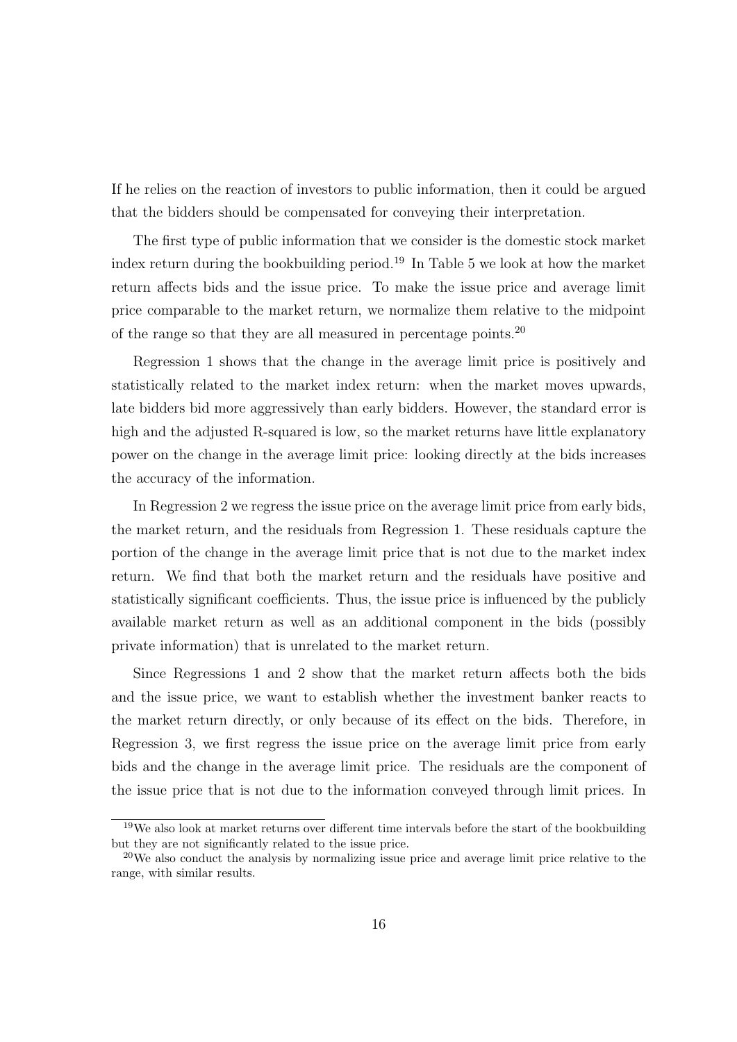If he relies on the reaction of investors to public information, then it could be argued that the bidders should be compensated for conveying their interpretation.

The first type of public information that we consider is the domestic stock market index return during the bookbuilding period.[19] In Table 5 we look at how the market return affects bids and the issue price. To make the issue price and average limit price comparable to the market return, we normalize them relative to the midpoint of the range so that they are all measured in percentage points.[20]

Regression 1 shows that the change in the average limit price is positively and statistically related to the market index return: when the market moves upwards, late bidders bid more aggressively than early bidders. However, the standard error is high and the adjusted R-squared is low, so the market returns have little explanatory power on the change in the average limit price: looking directly at the bids increases the accuracy of the information.

In Regression 2 we regress the issue price on the average limit price from early bids, the market return, and the residuals from Regression 1. These residuals capture the portion of the change in the average limit price that is not due to the market index return. We find that both the market return and the residuals have positive and statistically significant coefficients. Thus, the issue price is influenced by the publicly available market return as well as an additional component in the bids (possibly private information) that is unrelated to the market return.

Since Regressions 1 and 2 show that the market return affects both the bids and the issue price, we want to establish whether the investment banker reacts to the market return directly, or only because of its effect on the bids. Therefore, in Regression 3, we first regress the issue price on the average limit price from early bids and the change in the average limit price. The residuals are the component of the issue price that is not due to the information conveyed through limit prices. In

[19] We also look at market returns over different time intervals before the start of the bookbuilding but they are not significantly related to the issue price.

[20] We also conduct the analysis by normalizing issue price and average limit price relative to the range, with similar results.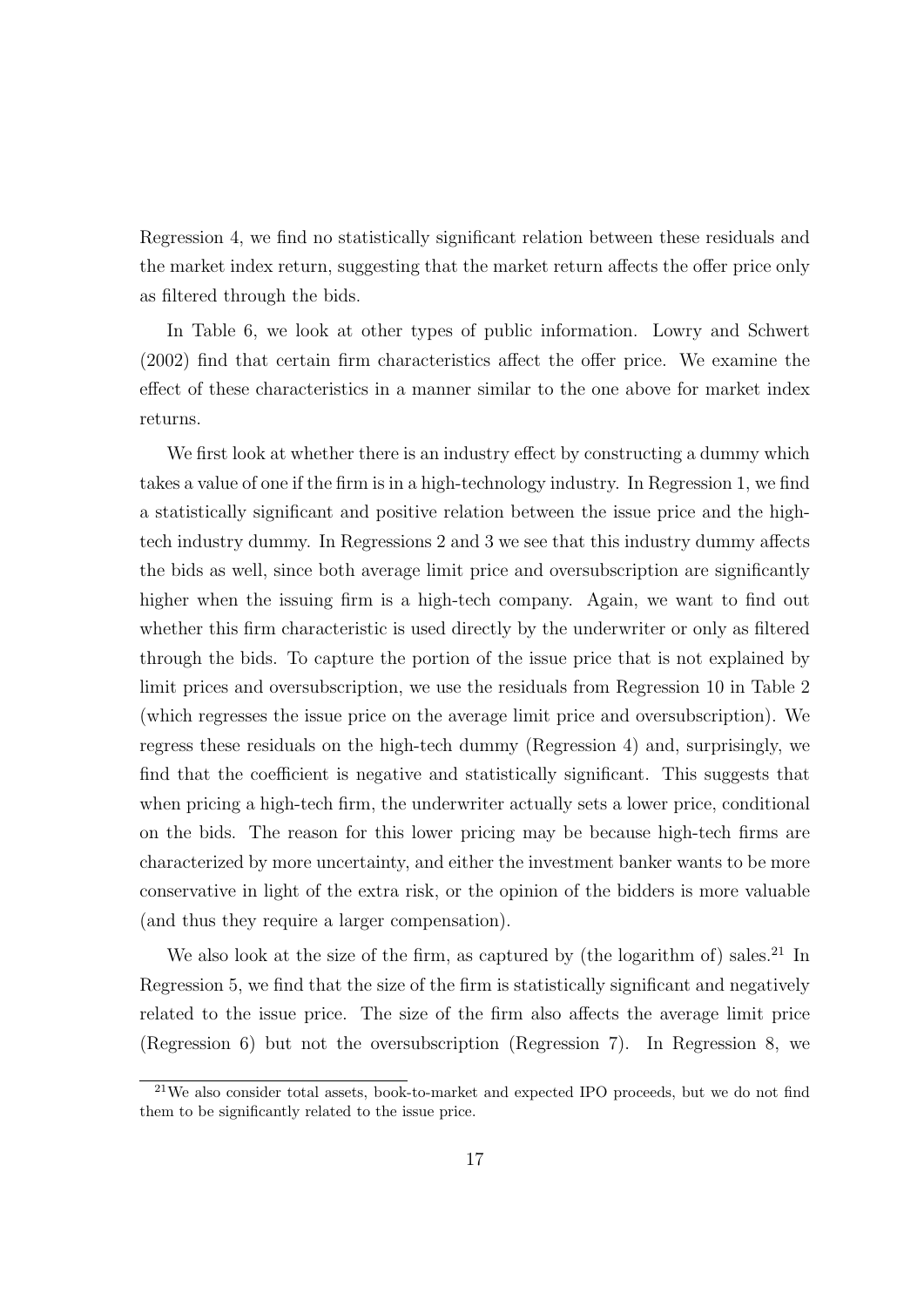Regression 4, we find no statistically significant relation between these residuals and the market index return, suggesting that the market return affects the offer price only as filtered through the bids.

In Table 6, we look at other types of public information. Lowry and Schwert (2002) find that certain firm characteristics affect the offer price. We examine the effect of these characteristics in a manner similar to the one above for market index returns.

We first look at whether there is an industry effect by constructing a dummy which takes a value of one if the firm is in a high-technology industry. In Regression 1, we find a statistically significant and positive relation between the issue price and the high-tech industry dummy. In Regressions 2 and 3 we see that this industry dummy affects the bids as well, since both average limit price and oversubscription are significantly higher when the issuing firm is a high-tech company. Again, we want to find out whether this firm characteristic is used directly by the underwriter or only as filtered through the bids. To capture the portion of the issue price that is not explained by limit prices and oversubscription, we use the residuals from Regression 10 in Table 2 (which regresses the issue price on the average limit price and oversubscription). We regress these residuals on the high-tech dummy (Regression 4) and, surprisingly, we find that the coefficient is negative and statistically significant. This suggests that when pricing a high-tech firm, the underwriter actually sets a lower price, conditional on the bids. The reason for this lower pricing may be because high-tech firms are characterized by more uncertainty, and either the investment banker wants to be more conservative in light of the extra risk, or the opinion of the bidders is more valuable (and thus they require a larger compensation).

We also look at the size of the firm, as captured by (the logarithm of) sales.[21] In Regression 5, we find that the size of the firm is statistically significant and negatively related to the issue price. The size of the firm also affects the average limit price (Regression 6) but not the oversubscription (Regression 7). In Regression 8, we

[21] We also consider total assets, book-to-market and expected IPO proceeds, but we do not find them to be significantly related to the issue price.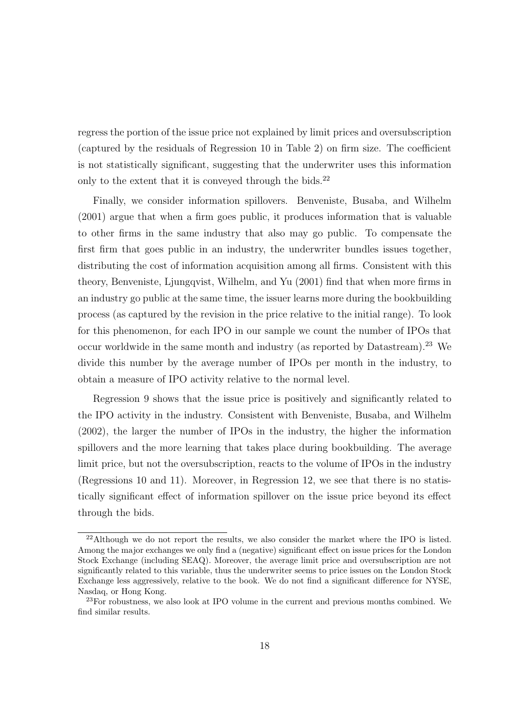regress the portion of the issue price not explained by limit prices and oversubscription (captured by the residuals of Regression 10 in Table 2) on firm size. The coefficient is not statistically significant, suggesting that the underwriter uses this information only to the extent that it is conveyed through the bids.[22]

Finally, we consider information spillovers. Benveniste, Busaba, and Wilhelm (2001) argue that when a firm goes public, it produces information that is valuable to other firms in the same industry that also may go public. To compensate the first firm that goes public in an industry, the underwriter bundles issues together, distributing the cost of information acquisition among all firms. Consistent with this theory, Benveniste, Ljungqvist, Wilhelm, and Yu (2001) find that when more firms in an industry go public at the same time, the issuer learns more during the bookbuilding process (as captured by the revision in the price relative to the initial range). To look for this phenomenon, for each IPO in our sample we count the number of IPOs that occur worldwide in the same month and industry (as reported by Datastream).[23] We divide this number by the average number of IPOs per month in the industry, to obtain a measure of IPO activity relative to the normal level.

Regression 9 shows that the issue price is positively and significantly related to the IPO activity in the industry. Consistent with Benveniste, Busaba, and Wilhelm (2002), the larger the number of IPOs in the industry, the higher the information spillovers and the more learning that takes place during bookbuilding. The average limit price, but not the oversubscription, reacts to the volume of IPOs in the industry (Regressions 10 and 11). Moreover, in Regression 12, we see that there is no statistically significant effect of information spillover on the issue price beyond its effect through the bids.

[22] Although we do not report the results, we also consider the market where the IPO is listed. Among the major exchanges we only find a (negative) significant effect on issue prices for the London Stock Exchange (including SEAQ). Moreover, the average limit price and oversubscription are not significantly related to this variable, thus the underwriter seems to price issues on the London Stock Exchange less aggressively, relative to the book. We do not find a significant difference for NYSE, Nasdaq, or Hong Kong.

[23] For robustness, we also look at IPO volume in the current and previous months combined. We find similar results.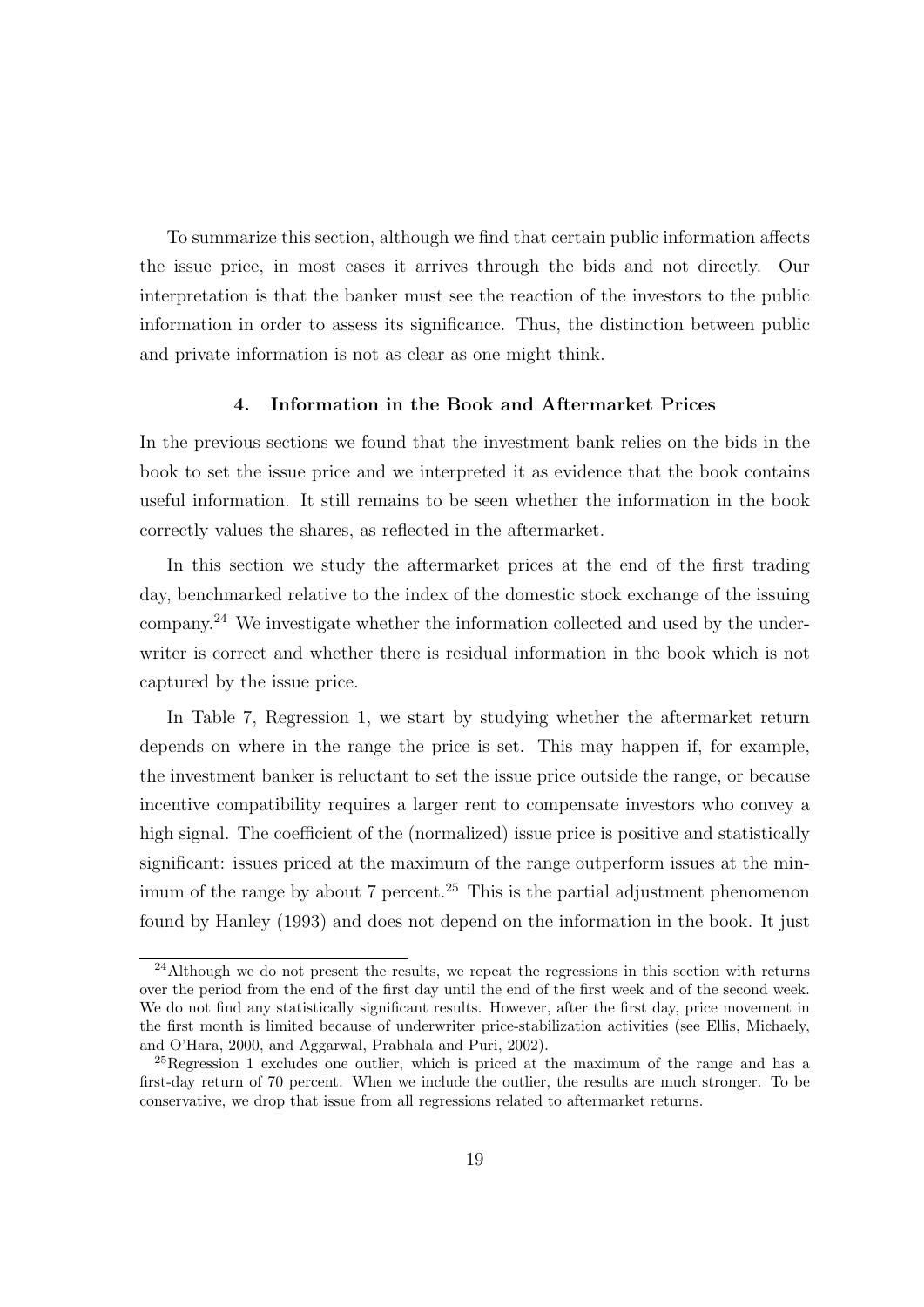To summarize this section, although we find that certain public information affects the issue price, in most cases it arrives through the bids and not directly. Our interpretation is that the banker must see the reaction of the investors to the public information in order to assess its significance. Thus, the distinction between public and private information is not as clear as one might think.

## 4. Information in the Book and Aftermarket Prices

In the previous sections we found that the investment bank relies on the bids in the book to set the issue price and we interpreted it as evidence that the book contains useful information. It still remains to be seen whether the information in the book correctly values the shares, as reflected in the aftermarket.

In this section we study the aftermarket prices at the end of the first trading day, benchmarked relative to the index of the domestic stock exchange of the issuing company.[24] We investigate whether the information collected and used by the underwriter is correct and whether there is residual information in the book which is not captured by the issue price.

In Table 7, Regression 1, we start by studying whether the aftermarket return depends on where in the range the price is set. This may happen if, for example, the investment banker is reluctant to set the issue price outside the range, or because incentive compatibility requires a larger rent to compensate investors who convey a high signal. The coefficient of the (normalized) issue price is positive and statistically significant: issues priced at the maximum of the range outperform issues at the minimum of the range by about 7 percent.[25] This is the partial adjustment phenomenon found by Hanley (1993) and does not depend on the information in the book. It just

[24] Although we do not present the results, we repeat the regressions in this section with returns over the period from the end of the first day until the end of the first week and of the second week. We do not find any statistically significant results. However, after the first day, price movement in the first month is limited because of underwriter price-stabilization activities (see Ellis, Michaely, and O'Hara, 2000, and Aggarwal, Prabhala and Puri, 2002).

[25] Regression 1 excludes one outlier, which is priced at the maximum of the range and has a first-day return of 70 percent. When we include the outlier, the results are much stronger. To be conservative, we drop that issue from all regressions related to aftermarket returns.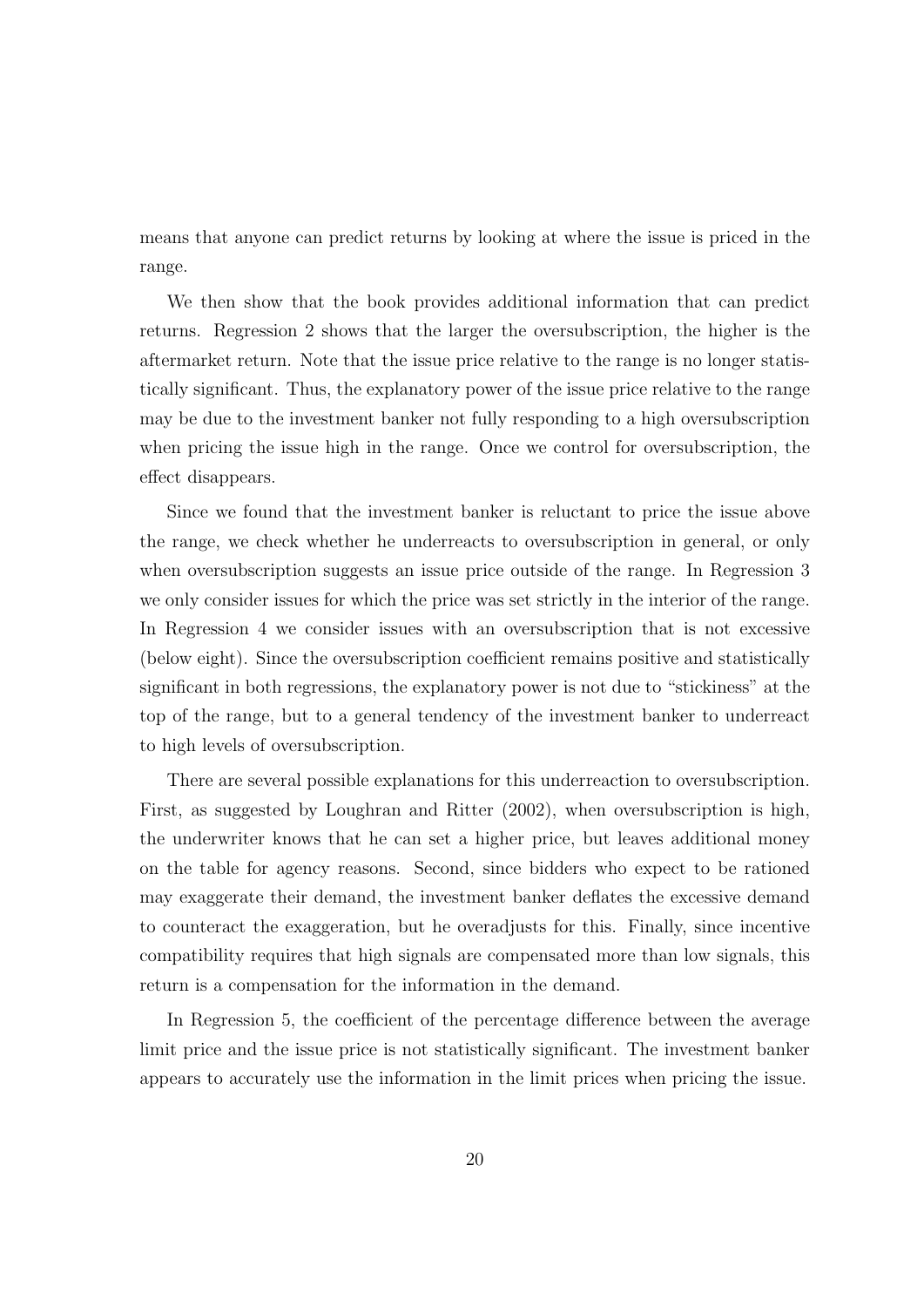means that anyone can predict returns by looking at where the issue is priced in the range.

We then show that the book provides additional information that can predict returns. Regression 2 shows that the larger the oversubscription, the higher is the aftermarket return. Note that the issue price relative to the range is no longer statistically significant. Thus, the explanatory power of the issue price relative to the range may be due to the investment banker not fully responding to a high oversubscription when pricing the issue high in the range. Once we control for oversubscription, the effect disappears.

Since we found that the investment banker is reluctant to price the issue above the range, we check whether he underreacts to oversubscription in general, or only when oversubscription suggests an issue price outside of the range. In Regression 3 we only consider issues for which the price was set strictly in the interior of the range. In Regression 4 we consider issues with an oversubscription that is not excessive (below eight). Since the oversubscription coefficient remains positive and statistically significant in both regressions, the explanatory power is not due to "stickiness" at the top of the range, but to a general tendency of the investment banker to underreact to high levels of oversubscription.

There are several possible explanations for this underreaction to oversubscription. First, as suggested by Loughran and Ritter (2002), when oversubscription is high, the underwriter knows that he can set a higher price, but leaves additional money on the table for agency reasons. Second, since bidders who expect to be rationed may exaggerate their demand, the investment banker deflates the excessive demand to counteract the exaggeration, but he overadjusts for this. Finally, since incentive compatibility requires that high signals are compensated more than low signals, this return is a compensation for the information in the demand.

In Regression 5, the coefficient of the percentage difference between the average limit price and the issue price is not statistically significant. The investment banker appears to accurately use the information in the limit prices when pricing the issue.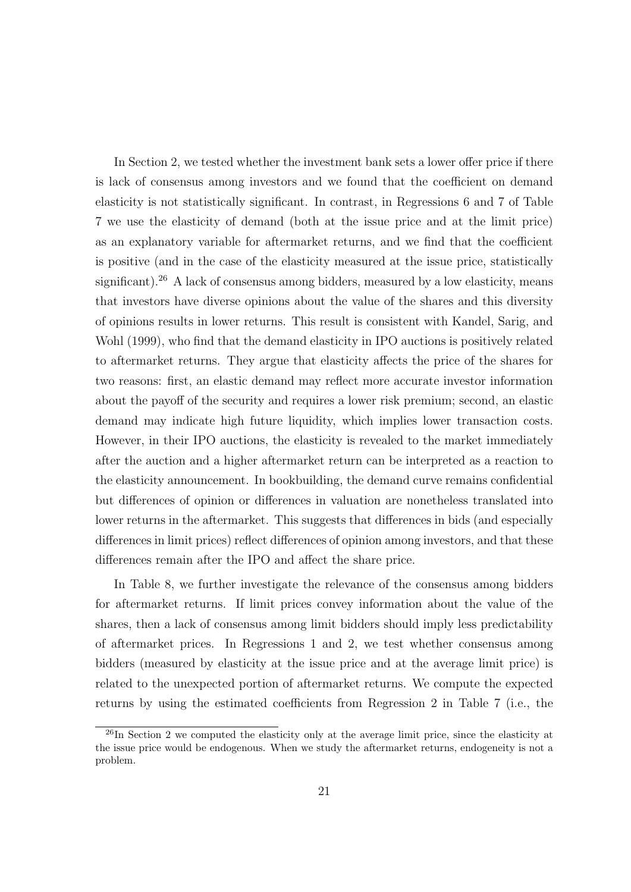In Section 2, we tested whether the investment bank sets a lower offer price if there is lack of consensus among investors and we found that the coefficient on demand elasticity is not statistically significant. In contrast, in Regressions 6 and 7 of Table 7 we use the elasticity of demand (both at the issue price and at the limit price) as an explanatory variable for aftermarket returns, and we find that the coefficient is positive (and in the case of the elasticity measured at the issue price, statistically significant).[26] A lack of consensus among bidders, measured by a low elasticity, means that investors have diverse opinions about the value of the shares and this diversity of opinions results in lower returns. This result is consistent with Kandel, Sarig, and Wohl (1999), who find that the demand elasticity in IPO auctions is positively related to aftermarket returns. They argue that elasticity affects the price of the shares for two reasons: first, an elastic demand may reflect more accurate investor information about the payoff of the security and requires a lower risk premium; second, an elastic demand may indicate high future liquidity, which implies lower transaction costs. However, in their IPO auctions, the elasticity is revealed to the market immediately after the auction and a higher aftermarket return can be interpreted as a reaction to the elasticity announcement. In bookbuilding, the demand curve remains confidential but differences of opinion or differences in valuation are nonetheless translated into lower returns in the aftermarket. This suggests that differences in bids (and especially differences in limit prices) reflect differences of opinion among investors, and that these differences remain after the IPO and affect the share price.

In Table 8, we further investigate the relevance of the consensus among bidders for aftermarket returns. If limit prices convey information about the value of the shares, then a lack of consensus among limit bidders should imply less predictability of aftermarket prices. In Regressions 1 and 2, we test whether consensus among bidders (measured by elasticity at the issue price and at the average limit price) is related to the unexpected portion of aftermarket returns. We compute the expected returns by using the estimated coefficients from Regression 2 in Table 7 (i.e., the

[26]In Section 2 we computed the elasticity only at the average limit price, since the elasticity at the issue price would be endogenous. When we study the aftermarket returns, endogeneity is not a problem.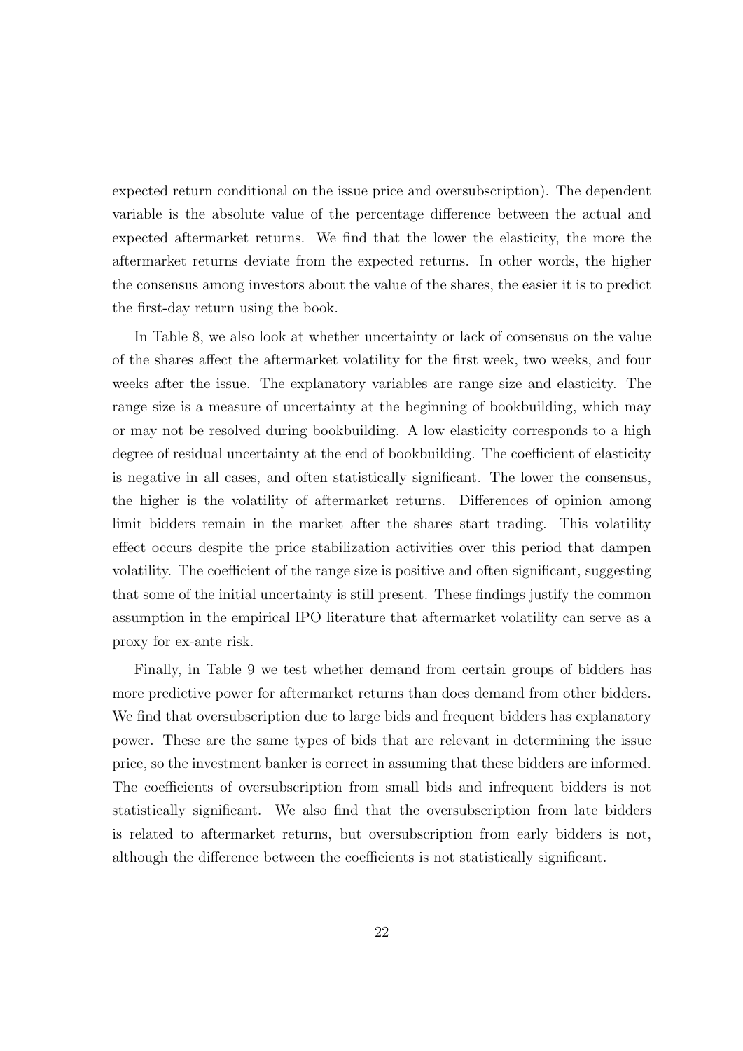expected return conditional on the issue price and oversubscription). The dependent variable is the absolute value of the percentage difference between the actual and expected aftermarket returns. We find that the lower the elasticity, the more the aftermarket returns deviate from the expected returns. In other words, the higher the consensus among investors about the value of the shares, the easier it is to predict the first-day return using the book.

In Table 8, we also look at whether uncertainty or lack of consensus on the value of the shares affect the aftermarket volatility for the first week, two weeks, and four weeks after the issue. The explanatory variables are range size and elasticity. The range size is a measure of uncertainty at the beginning of bookbuilding, which may or may not be resolved during bookbuilding. A low elasticity corresponds to a high degree of residual uncertainty at the end of bookbuilding. The coefficient of elasticity is negative in all cases, and often statistically significant. The lower the consensus, the higher is the volatility of aftermarket returns. Differences of opinion among limit bidders remain in the market after the shares start trading. This volatility effect occurs despite the price stabilization activities over this period that dampen volatility. The coefficient of the range size is positive and often significant, suggesting that some of the initial uncertainty is still present. These findings justify the common assumption in the empirical IPO literature that aftermarket volatility can serve as a proxy for ex-ante risk.

Finally, in Table 9 we test whether demand from certain groups of bidders has more predictive power for aftermarket returns than does demand from other bidders. We find that oversubscription due to large bids and frequent bidders has explanatory power. These are the same types of bids that are relevant in determining the issue price, so the investment banker is correct in assuming that these bidders are informed. The coefficients of oversubscription from small bids and infrequent bidders is not statistically significant. We also find that the oversubscription from late bidders is related to aftermarket returns, but oversubscription from early bidders is not, although the difference between the coefficients is not statistically significant.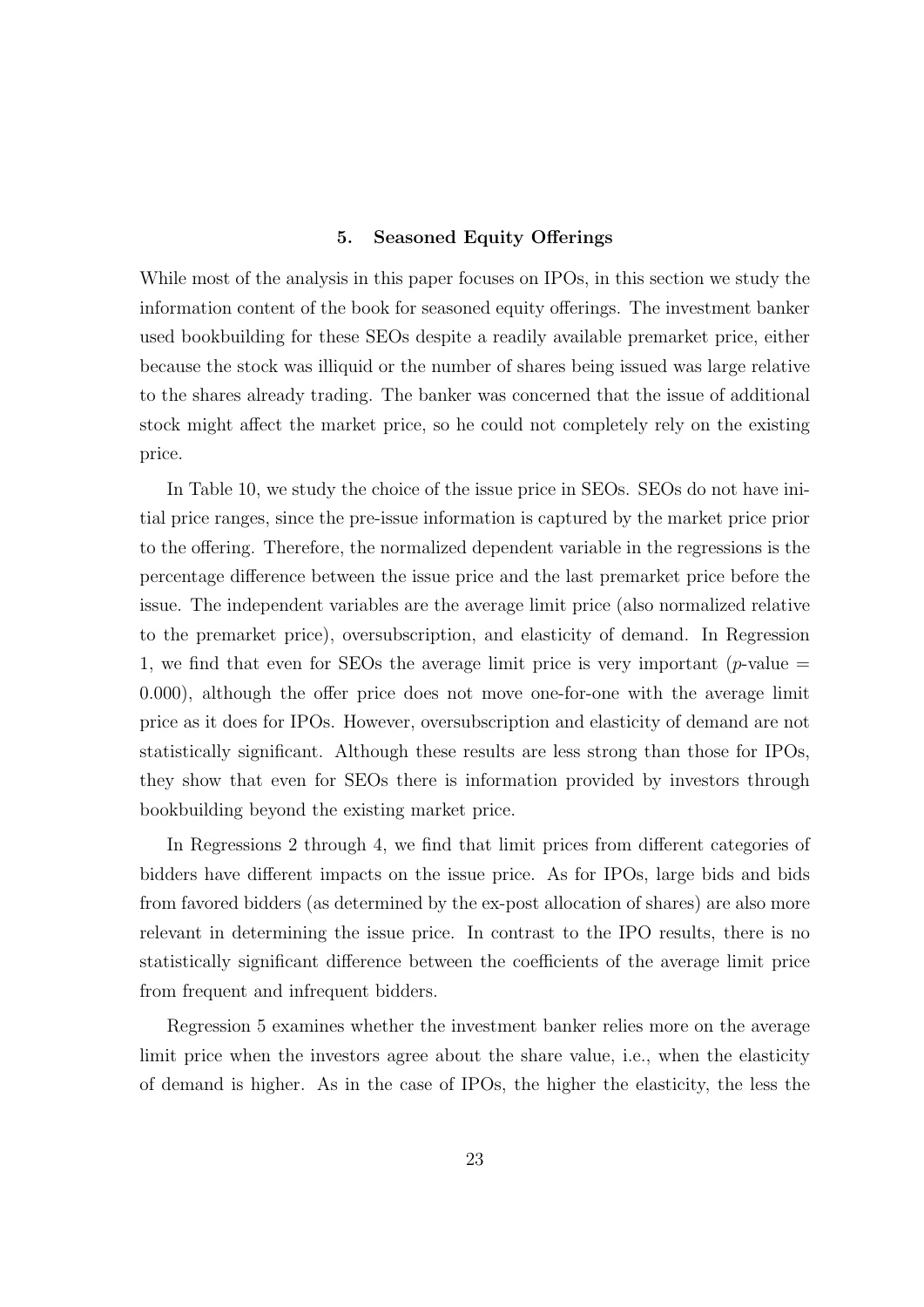## 5. Seasoned Equity Offerings

While most of the analysis in this paper focuses on IPOs, in this section we study the information content of the book for seasoned equity offerings. The investment banker used bookbuilding for these SEOs despite a readily available premarket price, either because the stock was illiquid or the number of shares being issued was large relative to the shares already trading. The banker was concerned that the issue of additional stock might affect the market price, so he could not completely rely on the existing price.

In Table 10, we study the choice of the issue price in SEOs. SEOs do not have initial price ranges, since the pre-issue information is captured by the market price prior to the offering. Therefore, the normalized dependent variable in the regressions is the percentage difference between the issue price and the last premarket price before the issue. The independent variables are the average limit price (also normalized relative to the premarket price), oversubscription, and elasticity of demand. In Regression 1, we find that even for SEOs the average limit price is very important ($p$-value = 0.000), although the offer price does not move one-for-one with the average limit price as it does for IPOs. However, oversubscription and elasticity of demand are not statistically significant. Although these results are less strong than those for IPOs, they show that even for SEOs there is information provided by investors through bookbuilding beyond the existing market price.

In Regressions 2 through 4, we find that limit prices from different categories of bidders have different impacts on the issue price. As for IPOs, large bids and bids from favored bidders (as determined by the ex-post allocation of shares) are also more relevant in determining the issue price. In contrast to the IPO results, there is no statistically significant difference between the coefficients of the average limit price from frequent and infrequent bidders.

Regression 5 examines whether the investment banker relies more on the average limit price when the investors agree about the share value, i.e., when the elasticity of demand is higher. As in the case of IPOs, the higher the elasticity, the less the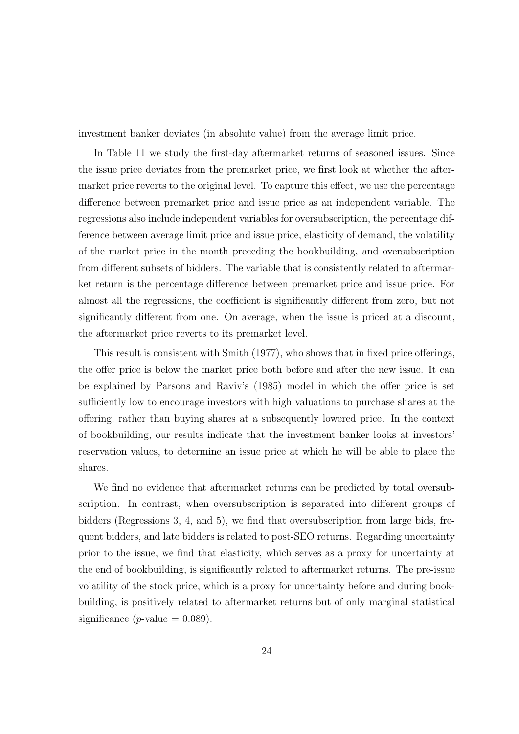investment banker deviates (in absolute value) from the average limit price.

In Table 11 we study the first-day aftermarket returns of seasoned issues. Since the issue price deviates from the premarket price, we first look at whether the aftermarket price reverts to the original level. To capture this effect, we use the percentage difference between premarket price and issue price as an independent variable. The regressions also include independent variables for oversubscription, the percentage difference between average limit price and issue price, elasticity of demand, the volatility of the market price in the month preceding the bookbuilding, and oversubscription from different subsets of bidders. The variable that is consistently related to aftermarket return is the percentage difference between premarket price and issue price. For almost all the regressions, the coefficient is significantly different from zero, but not significantly different from one. On average, when the issue is priced at a discount, the aftermarket price reverts to its premarket level.

This result is consistent with Smith (1977), who shows that in fixed price offerings, the offer price is below the market price both before and after the new issue. It can be explained by Parsons and Raviv's (1985) model in which the offer price is set sufficiently low to encourage investors with high valuations to purchase shares at the offering, rather than buying shares at a subsequently lowered price. In the context of bookbuilding, our results indicate that the investment banker looks at investors' reservation values, to determine an issue price at which he will be able to place the shares.

We find no evidence that aftermarket returns can be predicted by total oversubscription. In contrast, when oversubscription is separated into different groups of bidders (Regressions 3, 4, and 5), we find that oversubscription from large bids, frequent bidders, and late bidders is related to post-SEO returns. Regarding uncertainty prior to the issue, we find that elasticity, which serves as a proxy for uncertainty at the end of bookbuilding, is significantly related to aftermarket returns. The pre-issue volatility of the stock price, which is a proxy for uncertainty before and during bookbuilding, is positively related to aftermarket returns but of only marginal statistical significance ($p$-value $= 0.089$).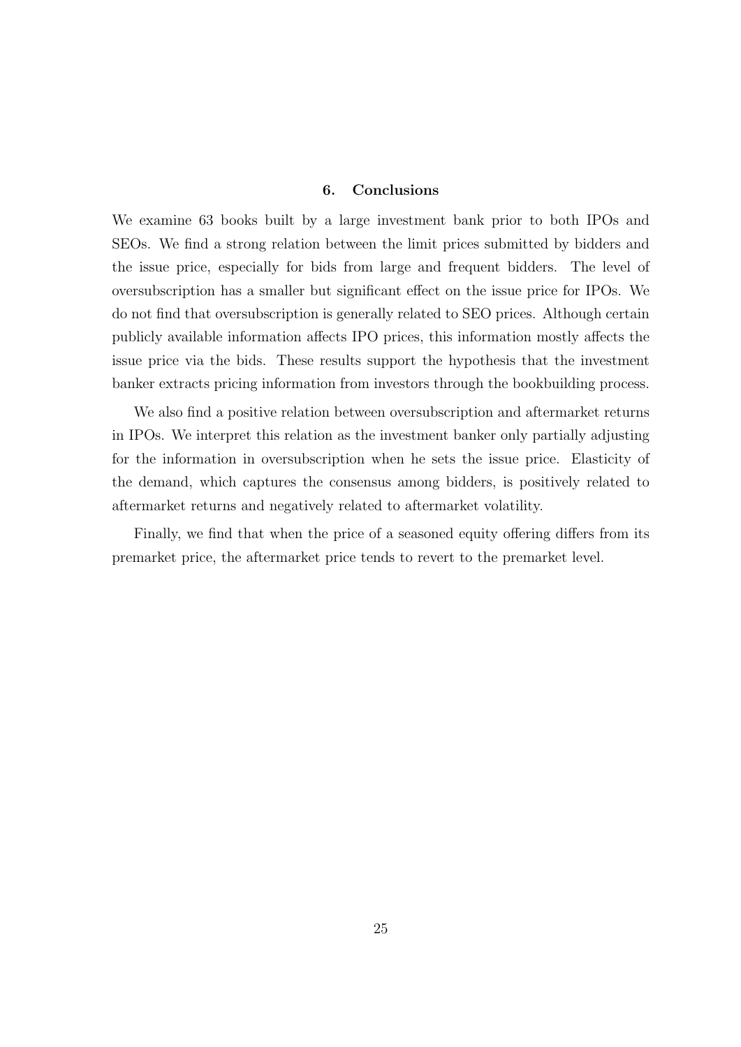## 6. Conclusions

We examine 63 books built by a large investment bank prior to both IPOs and SEOs. We find a strong relation between the limit prices submitted by bidders and the issue price, especially for bids from large and frequent bidders. The level of oversubscription has a smaller but significant effect on the issue price for IPOs. We do not find that oversubscription is generally related to SEO prices. Although certain publicly available information affects IPO prices, this information mostly affects the issue price via the bids. These results support the hypothesis that the investment banker extracts pricing information from investors through the bookbuilding process.

We also find a positive relation between oversubscription and aftermarket returns in IPOs. We interpret this relation as the investment banker only partially adjusting for the information in oversubscription when he sets the issue price. Elasticity of the demand, which captures the consensus among bidders, is positively related to aftermarket returns and negatively related to aftermarket volatility.

Finally, we find that when the price of a seasoned equity offering differs from its premarket price, the aftermarket price tends to revert to the premarket level.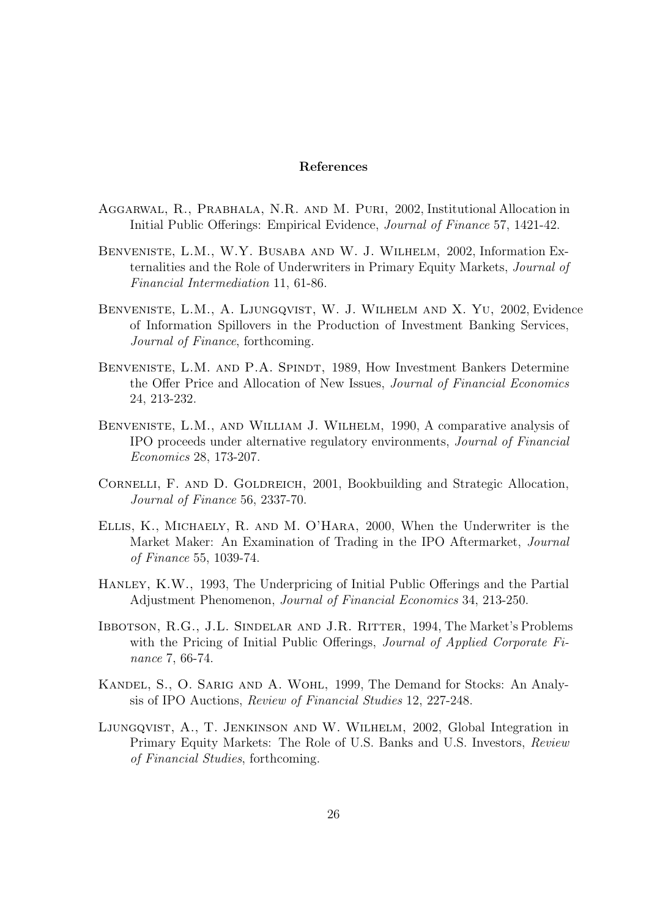**References**

Aggarwal, R., Prabhala, N.R. and M. Puri, 2002, Institutional Allocation in Initial Public Offerings: Empirical Evidence, *Journal of Finance* 57, 1421-42.

Benveniste, L.M., W.Y. Busaba and W. J. Wilhelm, 2002, Information Externalities and the Role of Underwriters in Primary Equity Markets, *Journal of Financial Intermediation* 11, 61-86.

Benveniste, L.M., A. Ljungqvist, W. J. Wilhelm and X. Yu, 2002, Evidence of Information Spillovers in the Production of Investment Banking Services, *Journal of Finance*, forthcoming.

Benveniste, L.M. and P.A. Spindt, 1989, How Investment Bankers Determine the Offer Price and Allocation of New Issues, *Journal of Financial Economics* 24, 213-232.

Benveniste, L.M., and William J. Wilhelm, 1990, A comparative analysis of IPO proceeds under alternative regulatory environments, *Journal of Financial Economics* 28, 173-207.

Cornelli, F. and D. Goldreich, 2001, Bookbuilding and Strategic Allocation, *Journal of Finance* 56, 2337-70.

Ellis, K., Michaely, R. and M. O'Hara, 2000, When the Underwriter is the Market Maker: An Examination of Trading in the IPO Aftermarket, *Journal of Finance* 55, 1039-74.

Hanley, K.W., 1993, The Underpricing of Initial Public Offerings and the Partial Adjustment Phenomenon, *Journal of Financial Economics* 34, 213-250.

Ibbotson, R.G., J.L. Sindelar and J.R. Ritter, 1994, The Market's Problems with the Pricing of Initial Public Offerings, *Journal of Applied Corporate Finance* 7, 66-74.

Kandel, S., O. Sarig and A. Wohl, 1999, The Demand for Stocks: An Analysis of IPO Auctions, *Review of Financial Studies* 12, 227-248.

Ljungqvist, A., T. Jenkinson and W. Wilhelm, 2002, Global Integration in Primary Equity Markets: The Role of U.S. Banks and U.S. Investors, *Review of Financial Studies*, forthcoming.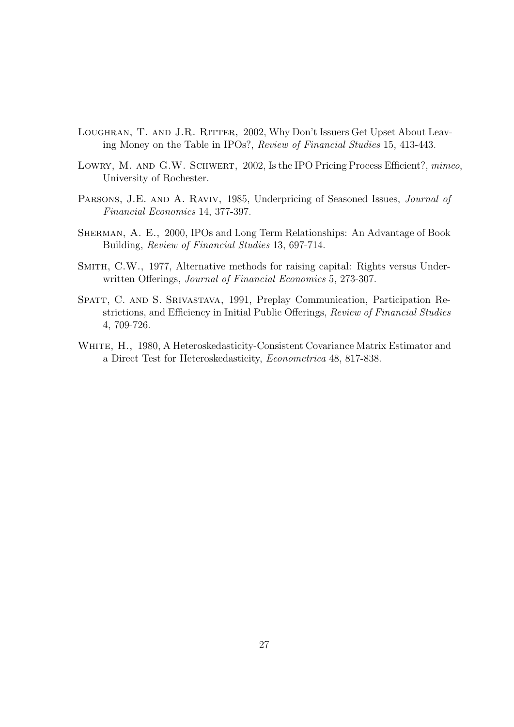Loughran, T. and J.R. Ritter, 2002, Why Don't Issuers Get Upset About Leaving Money on the Table in IPOs?, *Review of Financial Studies* 15, 413-443.

Lowry, M. and G.W. Schwert, 2002, Is the IPO Pricing Process Efficient?, *mimeo*, University of Rochester.

Parsons, J.E. and A. Raviv, 1985, Underpricing of Seasoned Issues, *Journal of Financial Economics* 14, 377-397.

Sherman, A. E., 2000, IPOs and Long Term Relationships: An Advantage of Book Building, *Review of Financial Studies* 13, 697-714.

Smith, C.W., 1977, Alternative methods for raising capital: Rights versus Underwritten Offerings, *Journal of Financial Economics* 5, 273-307.

Spatt, C. and S. Srivastava, 1991, Preplay Communication, Participation Restrictions, and Efficiency in Initial Public Offerings, *Review of Financial Studies* 4, 709-726.

White, H., 1980, A Heteroskedasticity-Consistent Covariance Matrix Estimator and a Direct Test for Heteroskedasticity, *Econometrica* 48, 817-838.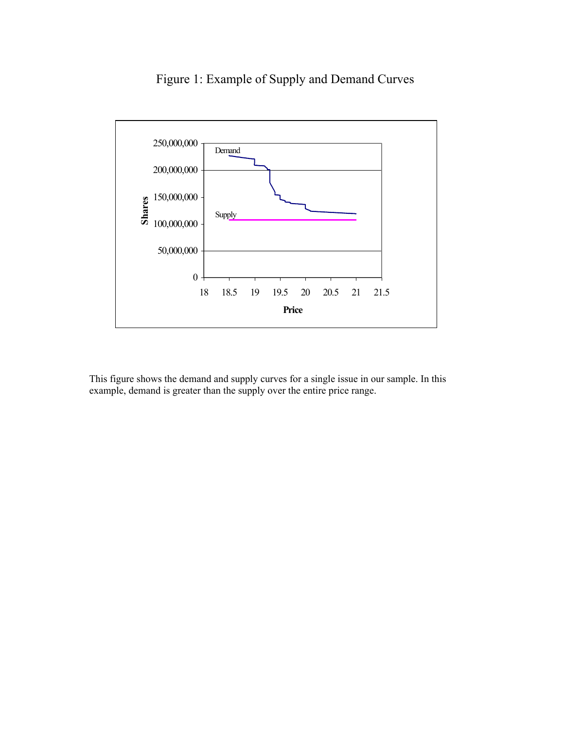Figure 1: Example of Supply and Demand Curves

This figure shows the demand and supply curves for a single issue in our sample. In this example, demand is greater than the supply over the entire price range.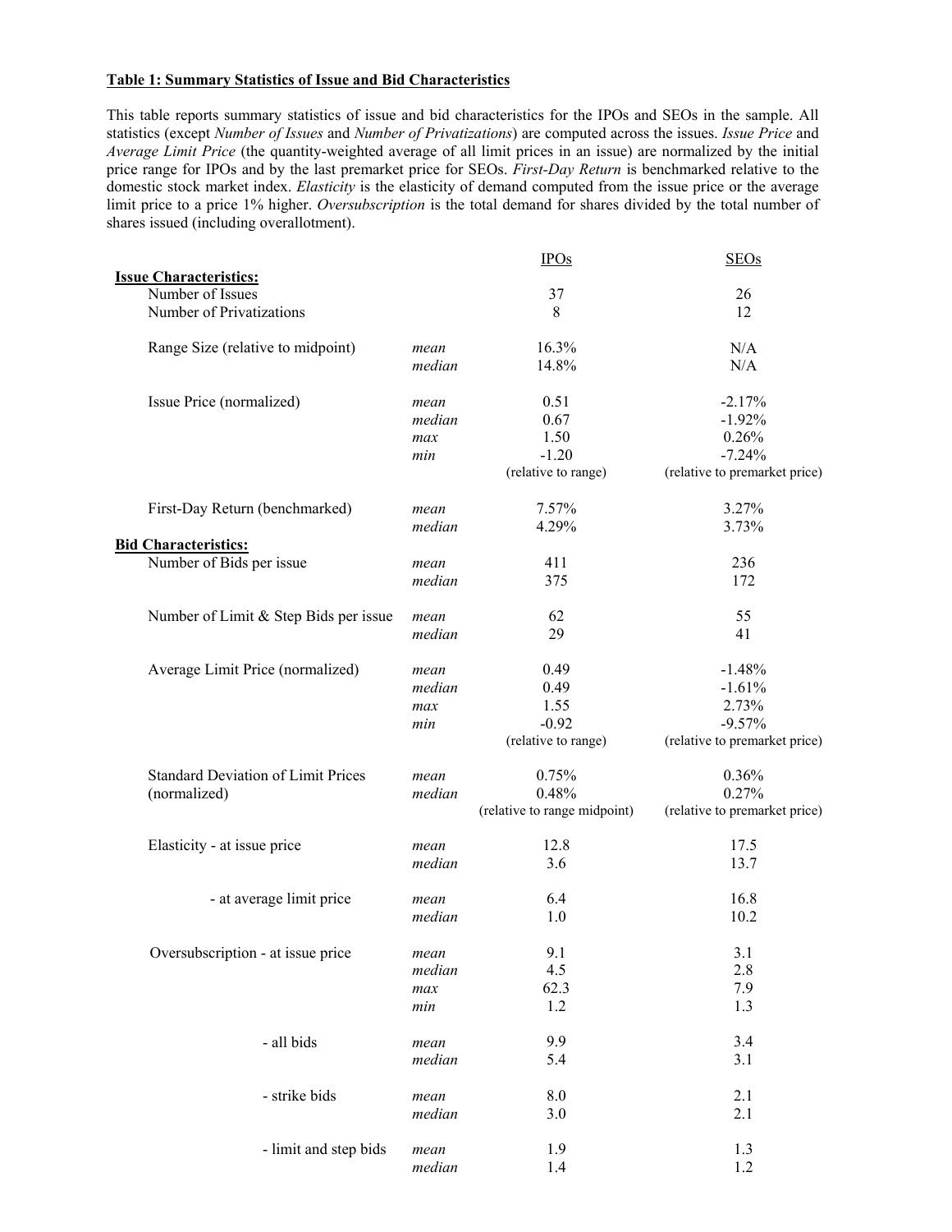**Table 1: Summary Statistics of Issue and Bid Characteristics**

This table reports summary statistics of issue and bid characteristics for the IPOs and SEOs in the sample. All statistics (except *Number of Issues* and *Number of Privatizations*) are computed across the issues. *Issue Price* and *Average Limit Price* (the quantity-weighted average of all limit prices in an issue) are normalized by the initial price range for IPOs and by the last premarket price for SEOs. *First-Day Return* is benchmarked relative to the domestic stock market index. *Elasticity* is the elasticity of demand computed from the issue price or the average limit price to a price 1% higher. *Oversubscription* is the total demand for shares divided by the total number of shares issued (including overallotment).

| | | IPOs | SEOs |
|---|---|---|---|
| **Issue Characteristics:** | | | |
| Number of Issues | | 37 | 26 |
| Number of Privatizations | | 8 | 12 |
| Range Size (relative to midpoint) | *mean* | 16.3% | N/A |
| | *median* | 14.8% | N/A |
| Issue Price (normalized) | *mean* | 0.51 | -2.17% |
| | *median* | 0.67 | -1.92% |
| | *max* | 1.50 | 0.26% |
| | *min* | -1.20 | -7.24% |
| | | (relative to range) | (relative to premarket price) |
| First-Day Return (benchmarked) | *mean* | 7.57% | 3.27% |
| | *median* | 4.29% | 3.73% |
| **Bid Characteristics:** | | | |
| Number of Bids per issue | *mean* | 411 | 236 |
| | *median* | 375 | 172 |
| Number of Limit & Step Bids per issue | *mean* | 62 | 55 |
| | *median* | 29 | 41 |
| Average Limit Price (normalized) | *mean* | 0.49 | -1.48% |
| | *median* | 0.49 | -1.61% |
| | *max* | 1.55 | 2.73% |
| | *min* | -0.92 | -9.57% |
| | | (relative to range) | (relative to premarket price) |
| Standard Deviation of Limit Prices | *mean* | 0.75% | 0.36% |
| (normalized) | *median* | 0.48% | 0.27% |
| | | (relative to range midpoint) | (relative to premarket price) |
| Elasticity - at issue price | *mean* | 12.8 | 17.5 |
| | *median* | 3.6 | 13.7 |
| - at average limit price | *mean* | 6.4 | 16.8 |
| | *median* | 1.0 | 10.2 |
| Oversubscription - at issue price | *mean* | 9.1 | 3.1 |
| | *median* | 4.5 | 2.8 |
| | *max* | 62.3 | 7.9 |
| | *min* | 1.2 | 1.3 |
| - all bids | *mean* | 9.9 | 3.4 |
| | *median* | 5.4 | 3.1 |
| - strike bids | *mean* | 8.0 | 2.1 |
| | *median* | 3.0 | 2.1 |
| - limit and step bids | *mean* | 1.9 | 1.3 |
| | *median* | 1.4 | 1.2 |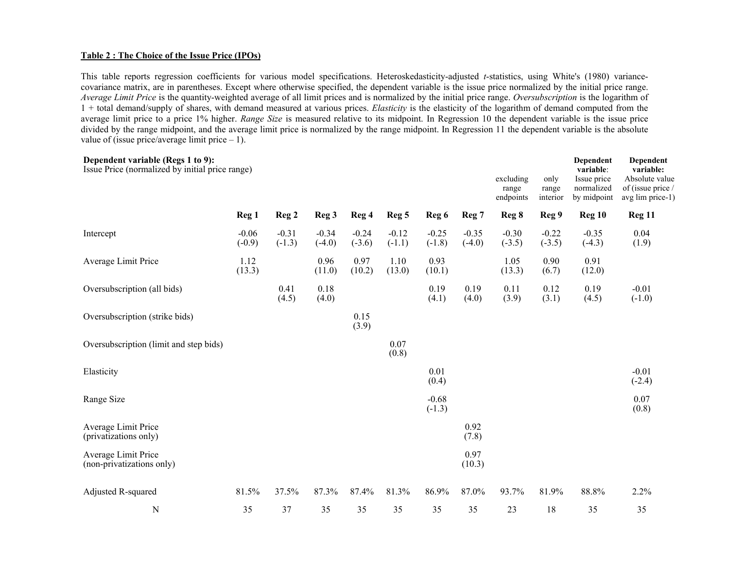**Table 2 : The Choice of the Issue Price (IPOs)**

This table reports regression coefficients for various model specifications. Heteroskedasticity-adjusted *t*-statistics, using White's (1980) variance-covariance matrix, are in parentheses. Except where otherwise specified, the dependent variable is the issue price normalized by the initial price range. *Average Limit Price* is the quantity-weighted average of all limit prices and is normalized by the initial price range. *Oversubscription* is the logarithm of 1 + total demand/supply of shares, with demand measured at various prices. *Elasticity* is the elasticity of the logarithm of demand computed from the average limit price to a price 1% higher. *Range Size* is measured relative to its midpoint. In Regression 10 the dependent variable is the issue price divided by the range midpoint, and the average limit price is normalized by the range midpoint. In Regression 11 the dependent variable is the absolute value of (issue price/average limit price – 1).

| **Dependent variable (Regs 1 to 9):** Issue Price (normalized by initial price range) | | | | | | | | excluding range endpoints | only range interior | **Dependent variable**: Issue price normalized by midpoint | **Dependent variable:** Absolute value of (issue price / avg lim price-1) |
|---|---|---|---|---|---|---|---|---|---|---|---|
| | **Reg 1** | **Reg 2** | **Reg 3** | **Reg 4** | **Reg 5** | **Reg 6** | **Reg 7** | **Reg 8** | **Reg 9** | **Reg 10** | **Reg 11** |
| Intercept | -0.06 (-0.9) | -0.31 (-1.3) | -0.34 (-4.0) | -0.24 (-3.6) | -0.12 (-1.1) | -0.25 (-1.8) | -0.35 (-4.0) | -0.30 (-3.5) | -0.22 (-3.5) | -0.35 (-4.3) | 0.04 (1.9) |
| Average Limit Price | 1.12 (13.3) | | 0.96 (11.0) | 0.97 (10.2) | 1.10 (13.0) | 0.93 (10.1) | | 1.05 (13.3) | 0.90 (6.7) | 0.91 (12.0) | |
| Oversubscription (all bids) | | 0.41 (4.5) | 0.18 (4.0) | | | 0.19 (4.1) | 0.19 (4.0) | 0.11 (3.9) | 0.12 (3.1) | 0.19 (4.5) | -0.01 (-1.0) |
| Oversubscription (strike bids) | | | | 0.15 (3.9) | | | | | | | |
| Oversubscription (limit and step bids) | | | | | 0.07 (0.8) | | | | | | |
| Elasticity | | | | | | 0.01 (0.4) | | | | | -0.01 (-2.4) |
| Range Size | | | | | | -0.68 (-1.3) | | | | | 0.07 (0.8) |
| Average Limit Price (privatizations only) | | | | | | | 0.92 (7.8) | | | | |
| Average Limit Price (non-privatizations only) | | | | | | | 0.97 (10.3) | | | | |
| Adjusted R-squared | 81.5% | 37.5% | 87.3% | 87.4% | 81.3% | 86.9% | 87.0% | 93.7% | 81.9% | 88.8% | 2.2% |
| N | 35 | 37 | 35 | 35 | 35 | 35 | 35 | 23 | 18 | 35 | 35 |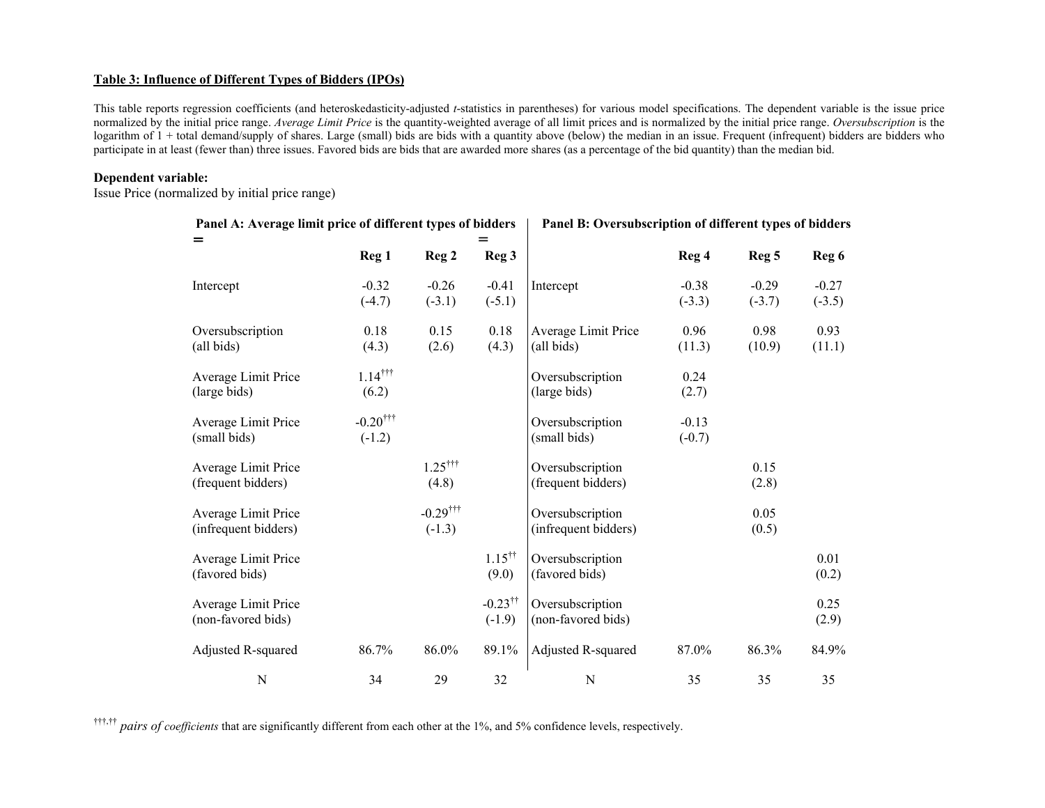**Table 3: Influence of Different Types of Bidders (IPOs)**

This table reports regression coefficients (and heteroskedasticity-adjusted *t*-statistics in parentheses) for various model specifications. The dependent variable is the issue price normalized by the initial price range. *Average Limit Price* is the quantity-weighted average of all limit prices and is normalized by the initial price range. *Oversubscription* is the logarithm of 1 + total demand/supply of shares. Large (small) bids are bids with a quantity above (below) the median in an issue. Frequent (infrequent) bidders are bidders who participate in at least (fewer than) three issues. Favored bids are bids that are awarded more shares (as a percentage of the bid quantity) than the median bid.

**Dependent variable:**
Issue Price (normalized by initial price range)

| **Panel A: Average limit price of different types of bidders** | | | | **Panel B: Oversubscription of different types of bidders** | | | |
|---|---|---|---|---|---|---|---|
| | **Reg 1** | **Reg 2** | **Reg 3** | | **Reg 4** | **Reg 5** | **Reg 6** |
| Intercept | -0.32 (-4.7) | -0.26 (-3.1) | -0.41 (-5.1) | Intercept | -0.38 (-3.3) | -0.29 (-3.7) | -0.27 (-3.5) |
| Oversubscription (all bids) | 0.18 (4.3) | 0.15 (2.6) | 0.18 (4.3) | Average Limit Price (all bids) | 0.96 (11.3) | 0.98 (10.9) | 0.93 (11.1) |
| Average Limit Price (large bids) | 1.14††† (6.2) | | | Oversubscription (large bids) | 0.24 (2.7) | | |
| Average Limit Price (small bids) | -0.20††† (-1.2) | | | Oversubscription (small bids) | -0.13 (-0.7) | | |
| Average Limit Price (frequent bidders) | | 1.25††† (4.8) | | Oversubscription (frequent bidders) | | 0.15 (2.8) | |
| Average Limit Price (infrequent bidders) | | -0.29††† (-1.3) | | Oversubscription (infrequent bidders) | | 0.05 (0.5) | |
| Average Limit Price (favored bids) | | | 1.15†† (9.0) | Oversubscription (favored bids) | | | 0.01 (0.2) |
| Average Limit Price (non-favored bids) | | | -0.23†† (-1.9) | Oversubscription (non-favored bids) | | | 0.25 (2.9) |
| Adjusted R-squared | 86.7% | 86.0% | 89.1% | Adjusted R-squared | 87.0% | 86.3% | 84.9% |
| N | 34 | 29 | 32 | N | 35 | 35 | 35 |

†††,†† *pairs of coefficients* that are significantly different from each other at the 1%, and 5% confidence levels, respectively.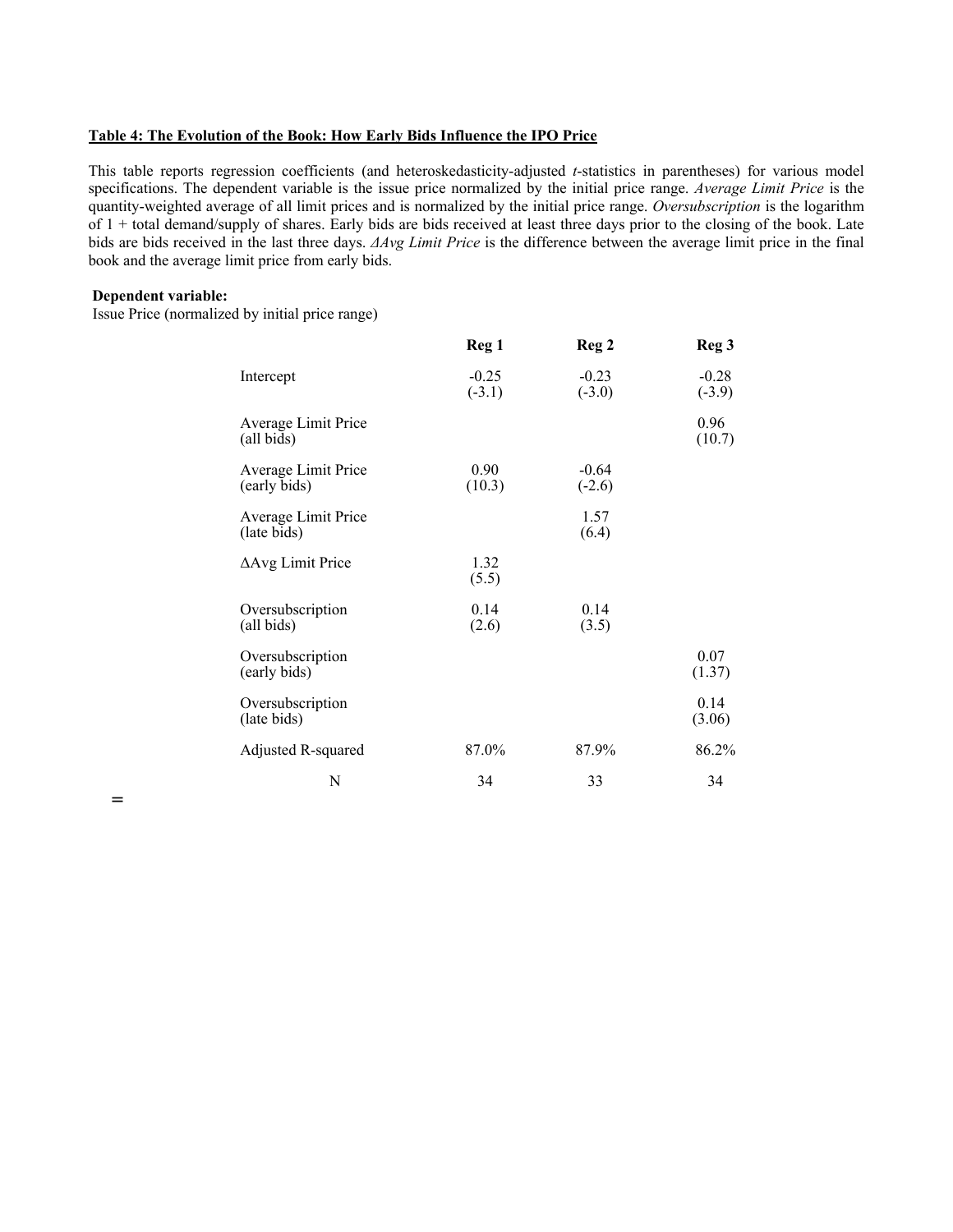**Table 4: The Evolution of the Book: How Early Bids Influence the IPO Price**

This table reports regression coefficients (and heteroskedasticity-adjusted *t*-statistics in parentheses) for various model specifications. The dependent variable is the issue price normalized by the initial price range. *Average Limit Price* is the quantity-weighted average of all limit prices and is normalized by the initial price range. *Oversubscription* is the logarithm of 1 + total demand/supply of shares. Early bids are bids received at least three days prior to the closing of the book. Late bids are bids received in the last three days. *ΔAvg Limit Price* is the difference between the average limit price in the final book and the average limit price from early bids.

**Dependent variable:**
Issue Price (normalized by initial price range)

| | Reg 1 | Reg 2 | Reg 3 |
|---|---|---|---|
| Intercept | -0.25 (-3.1) | -0.23 (-3.0) | -0.28 (-3.9) |
| Average Limit Price (all bids) | | | 0.96 (10.7) |
| Average Limit Price (early bids) | 0.90 (10.3) | -0.64 (-2.6) | |
| Average Limit Price (late bids) | | 1.57 (6.4) | |
| ΔAvg Limit Price | 1.32 (5.5) | | |
| Oversubscription (all bids) | 0.14 (2.6) | 0.14 (3.5) | |
| Oversubscription (early bids) | | | 0.07 (1.37) |
| Oversubscription (late bids) | | | 0.14 (3.06) |
| Adjusted R-squared | 87.0% | 87.9% | 86.2% |
| N | 34 | 33 | 34 |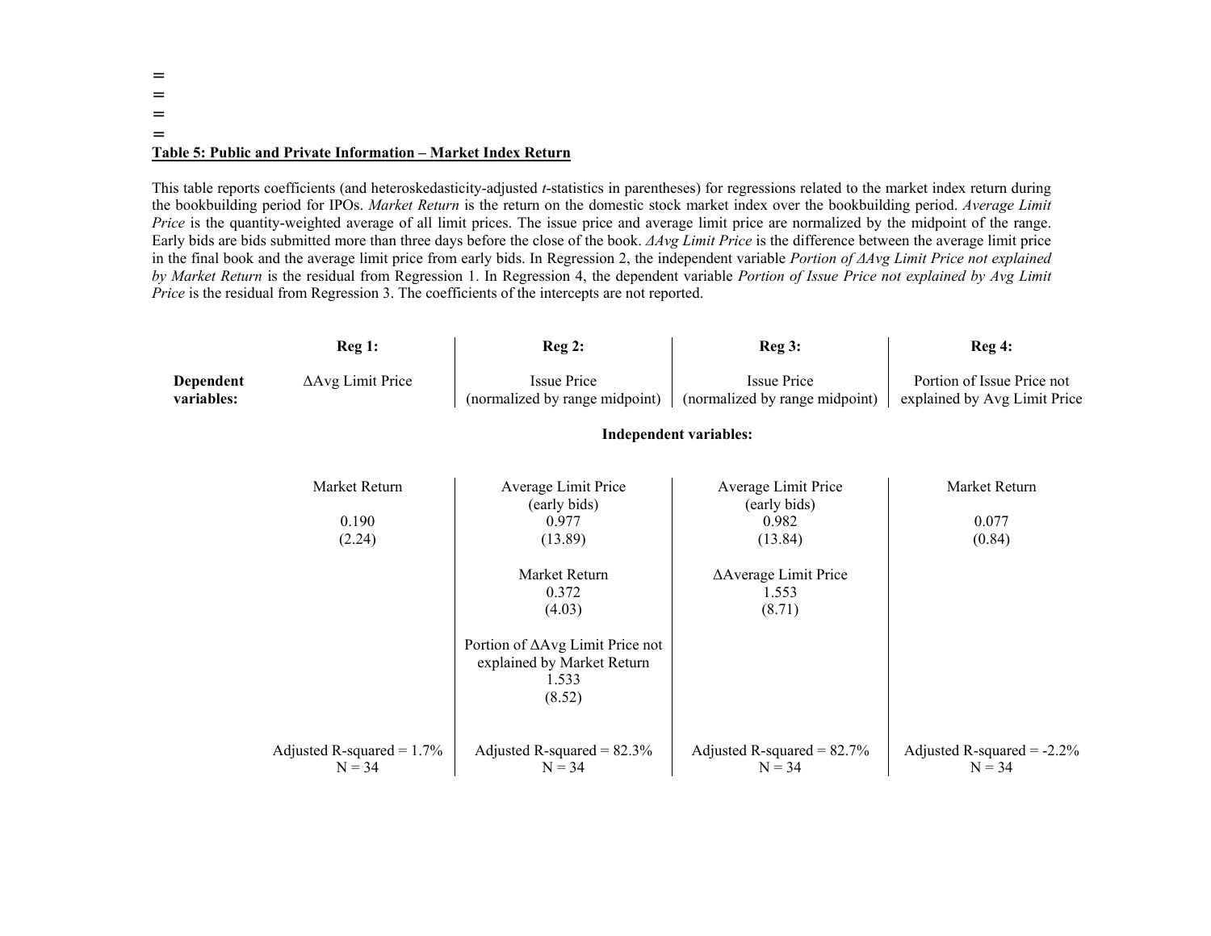=
=
=
=

**Table 5: Public and Private Information – Market Index Return**

This table reports coefficients (and heteroskedasticity-adjusted *t*-statistics in parentheses) for regressions related to the market index return during the bookbuilding period for IPOs. *Market Return* is the return on the domestic stock market index over the bookbuilding period. *Average Limit Price* is the quantity-weighted average of all limit prices. The issue price and average limit price are normalized by the midpoint of the range. Early bids are bids submitted more than three days before the close of the book. *ΔAvg Limit Price* is the difference between the average limit price in the final book and the average limit price from early bids. In Regression 2, the independent variable *Portion of ΔAvg Limit Price not explained by Market Return* is the residual from Regression 1. In Regression 4, the dependent variable *Portion of Issue Price not explained by Avg Limit Price* is the residual from Regression 3. The coefficients of the intercepts are not reported.

| | Reg 1: | Reg 2: | Reg 3: | Reg 4: |
|---|---|---|---|---|
| **Dependent variables:** | ΔAvg Limit Price | Issue Price (normalized by range midpoint) | Issue Price (normalized by range midpoint) | Portion of Issue Price not explained by Avg Limit Price |
| | | **Independent variables:** | | |
| | Market Return | Average Limit Price (early bids) | Average Limit Price (early bids) | Market Return |
| | 0.190 | 0.977 | 0.982 | 0.077 |
| | (2.24) | (13.89) | (13.84) | (0.84) |
| | | Market Return | ΔAverage Limit Price | |
| | | 0.372 | 1.553 | |
| | | (4.03) | (8.71) | |
| | | Portion of ΔAvg Limit Price not explained by Market Return | | |
| | | 1.533 | | |
| | | (8.52) | | |
| | Adjusted R-squared = 1.7% | Adjusted R-squared = 82.3% | Adjusted R-squared = 82.7% | Adjusted R-squared = -2.2% |
| | N = 34 | N = 34 | N = 34 | N = 34 |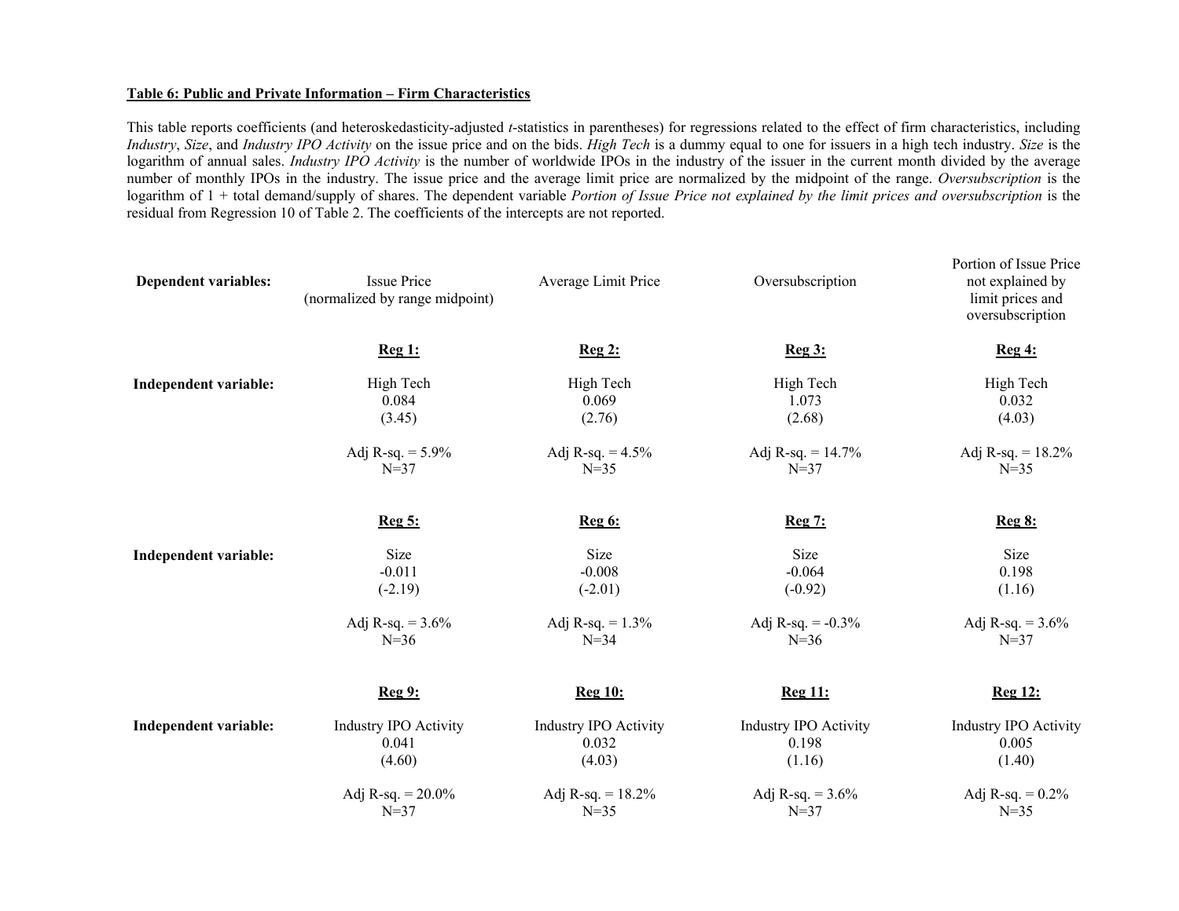**Table 6: Public and Private Information – Firm Characteristics**

This table reports coefficients (and heteroskedasticity-adjusted *t*-statistics in parentheses) for regressions related to the effect of firm characteristics, including *Industry*, *Size*, and *Industry IPO Activity* on the issue price and on the bids. *High Tech* is a dummy equal to one for issuers in a high tech industry. *Size* is the logarithm of annual sales. *Industry IPO Activity* is the number of worldwide IPOs in the industry of the issuer in the current month divided by the average number of monthly IPOs in the industry. The issue price and the average limit price are normalized by the midpoint of the range. *Oversubscription* is the logarithm of 1 + total demand/supply of shares. The dependent variable *Portion of Issue Price not explained by the limit prices and oversubscription* is the residual from Regression 10 of Table 2. The coefficients of the intercepts are not reported.

| **Dependent variables:** | Issue Price (normalized by range midpoint) | Average Limit Price | Oversubscription | Portion of Issue Price not explained by limit prices and oversubscription |
|---|---|---|---|---|
| | **Reg 1:** | **Reg 2:** | **Reg 3:** | **Reg 4:** |
| **Independent variable:** | High Tech | High Tech | High Tech | High Tech |
| | 0.084 | 0.069 | 1.073 | 0.032 |
| | (3.45) | (2.76) | (2.68) | (4.03) |
| | Adj R-sq. = 5.9% | Adj R-sq. = 4.5% | Adj R-sq. = 14.7% | Adj R-sq. = 18.2% |
| | N=37 | N=35 | N=37 | N=35 |
| | **Reg 5:** | **Reg 6:** | **Reg 7:** | **Reg 8:** |
| **Independent variable:** | Size | Size | Size | Size |
| | -0.011 | -0.008 | -0.064 | 0.198 |
| | (-2.19) | (-2.01) | (-0.92) | (1.16) |
| | Adj R-sq. = 3.6% | Adj R-sq. = 1.3% | Adj R-sq. = -0.3% | Adj R-sq. = 3.6% |
| | N=36 | N=34 | N=36 | N=37 |
| | **Reg 9:** | **Reg 10:** | **Reg 11:** | **Reg 12:** |
| **Independent variable:** | Industry IPO Activity | Industry IPO Activity | Industry IPO Activity | Industry IPO Activity |
| | 0.041 | 0.032 | 0.198 | 0.005 |
| | (4.60) | (4.03) | (1.16) | (1.40) |
| | Adj R-sq. = 20.0% | Adj R-sq. = 18.2% | Adj R-sq. = 3.6% | Adj R-sq. = 0.2% |
| | N=37 | N=35 | N=37 | N=35 |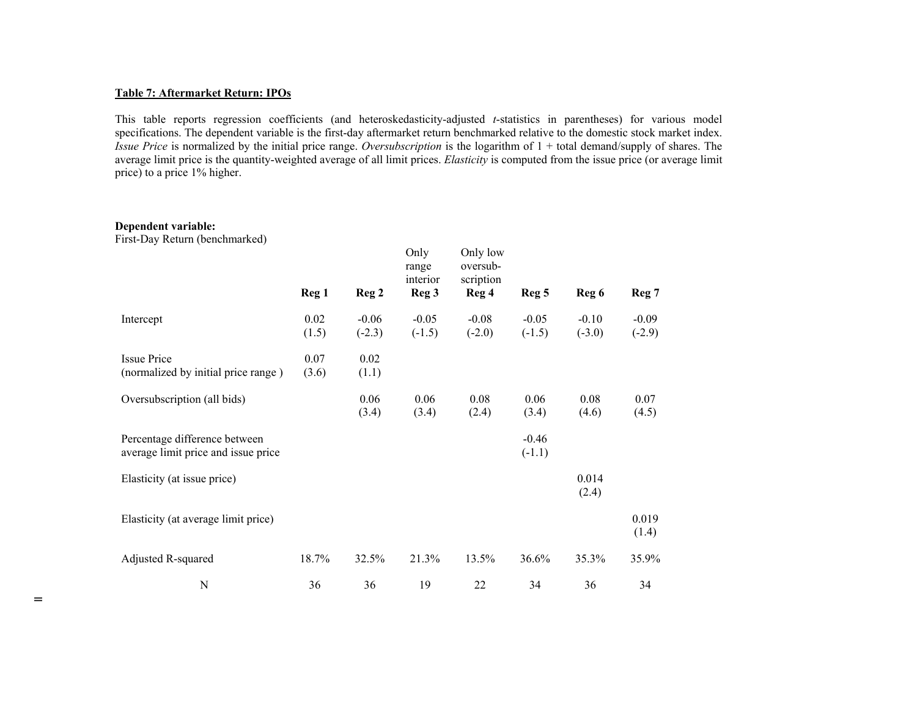**Table 7: Aftermarket Return: IPOs**

This table reports regression coefficients (and heteroskedasticity-adjusted *t*-statistics in parentheses) for various model specifications. The dependent variable is the first-day aftermarket return benchmarked relative to the domestic stock market index. *Issue Price* is normalized by the initial price range. *Oversubscription* is the logarithm of 1 + total demand/supply of shares. The average limit price is the quantity-weighted average of all limit prices. *Elasticity* is computed from the issue price (or average limit price) to a price 1% higher.

**Dependent variable:**
First-Day Return (benchmarked)

| | **Reg 1** | **Reg 2** | Only range interior **Reg 3** | Only low oversub-scription **Reg 4** | **Reg 5** | **Reg 6** | **Reg 7** |
|---|---|---|---|---|---|---|---|
| Intercept | 0.02 (1.5) | -0.06 (-2.3) | -0.05 (-1.5) | -0.08 (-2.0) | -0.05 (-1.5) | -0.10 (-3.0) | -0.09 (-2.9) |
| Issue Price (normalized by initial price range ) | 0.07 (3.6) | 0.02 (1.1) | | | | | |
| Oversubscription (all bids) | | 0.06 (3.4) | 0.06 (3.4) | 0.08 (2.4) | 0.06 (3.4) | 0.08 (4.6) | 0.07 (4.5) |
| Percentage difference between average limit price and issue price | | | | | -0.46 (-1.1) | | |
| Elasticity (at issue price) | | | | | | 0.014 (2.4) | |
| Elasticity (at average limit price) | | | | | | | 0.019 (1.4) |
| Adjusted R-squared | 18.7% | 32.5% | 21.3% | 13.5% | 36.6% | 35.3% | 35.9% |
| N | 36 | 36 | 19 | 22 | 34 | 36 | 34 |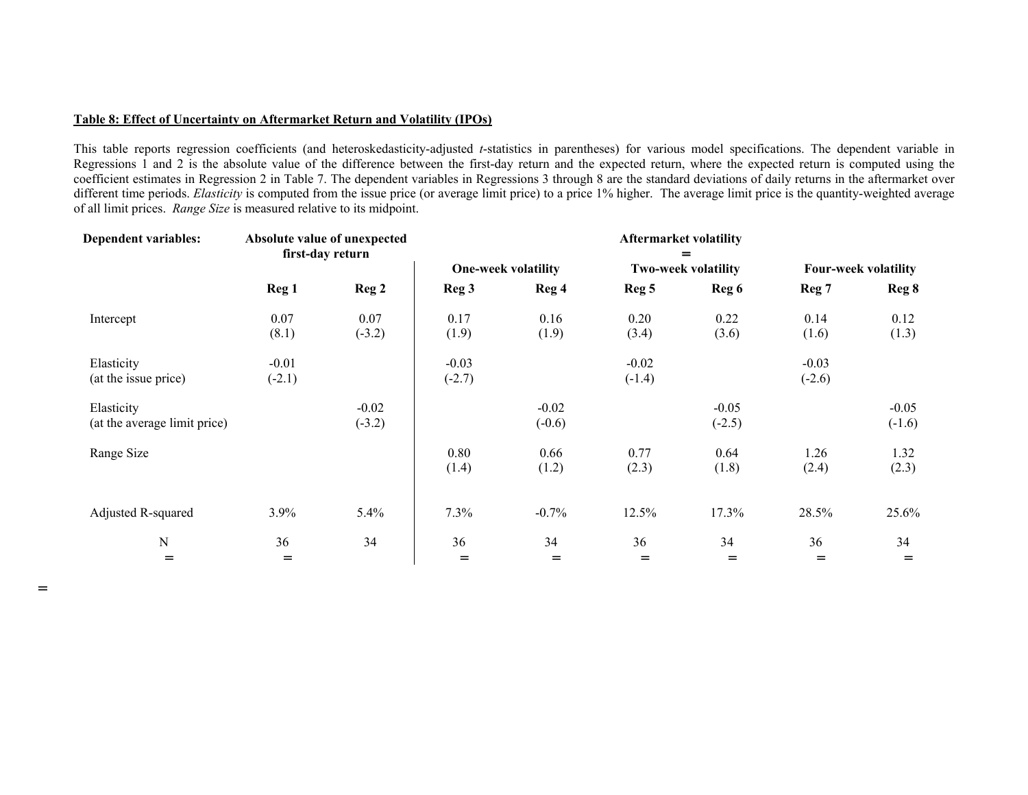**Table 8: Effect of Uncertainty on Aftermarket Return and Volatility (IPOs)**

This table reports regression coefficients (and heteroskedasticity-adjusted *t*-statistics in parentheses) for various model specifications. The dependent variable in Regressions 1 and 2 is the absolute value of the difference between the first-day return and the expected return, where the expected return is computed using the coefficient estimates in Regression 2 in Table 7. The dependent variables in Regressions 3 through 8 are the standard deviations of daily returns in the aftermarket over different time periods. *Elasticity* is computed from the issue price (or average limit price) to a price 1% higher. The average limit price is the quantity-weighted average of all limit prices. *Range Size* is measured relative to its midpoint.

| Dependent variables: | Absolute value of unexpected first-day return | | Aftermarket volatility | | | | | |
|---|---|---|---|---|---|---|---|---|
| | | | One-week volatility | | Two-week volatility | | Four-week volatility | |
| | Reg 1 | Reg 2 | Reg 3 | Reg 4 | Reg 5 | Reg 6 | Reg 7 | Reg 8 |
| Intercept | 0.07 | 0.07 | 0.17 | 0.16 | 0.20 | 0.22 | 0.14 | 0.12 |
| | (8.1) | (-3.2) | (1.9) | (1.9) | (3.4) | (3.6) | (1.6) | (1.3) |
| Elasticity (at the issue price) | -0.01 | | -0.03 | | -0.02 | | -0.03 | |
| | (-2.1) | | (-2.7) | | (-1.4) | | (-2.6) | |
| Elasticity (at the average limit price) | | -0.02 | | -0.02 | | -0.05 | | -0.05 |
| | | (-3.2) | | (-0.6) | | (-2.5) | | (-1.6) |
| Range Size | | | 0.80 | 0.66 | 0.77 | 0.64 | 1.26 | 1.32 |
| | | | (1.4) | (1.2) | (2.3) | (1.8) | (2.4) | (2.3) |
| Adjusted R-squared | 3.9% | 5.4% | 7.3% | -0.7% | 12.5% | 17.3% | 28.5% | 25.6% |
| N | 36 | 34 | 36 | 34 | 36 | 34 | 36 | 34 |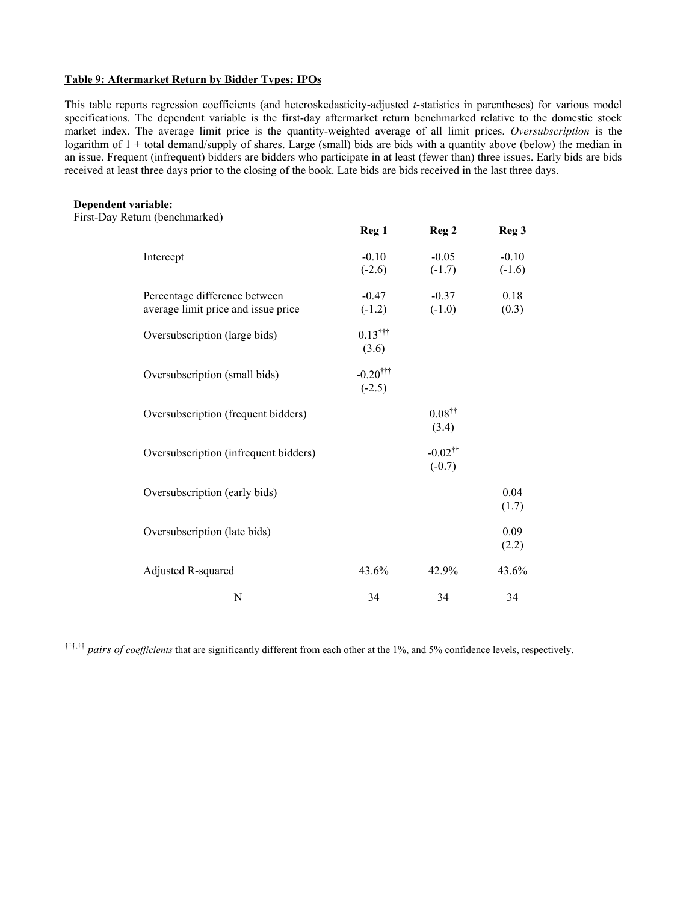**Table 9: Aftermarket Return by Bidder Types: IPOs**

This table reports regression coefficients (and heteroskedasticity-adjusted *t*-statistics in parentheses) for various model specifications. The dependent variable is the first-day aftermarket return benchmarked relative to the domestic stock market index. The average limit price is the quantity-weighted average of all limit prices. *Oversubscription* is the logarithm of 1 + total demand/supply of shares. Large (small) bids are bids with a quantity above (below) the median in an issue. Frequent (infrequent) bidders are bidders who participate in at least (fewer than) three issues. Early bids are bids received at least three days prior to the closing of the book. Late bids are bids received in the last three days.

**Dependent variable:**
First-Day Return (benchmarked)

| | Reg 1 | Reg 2 | Reg 3 |
|---|---|---|---|
| Intercept | -0.10 (-2.6) | -0.05 (-1.7) | -0.10 (-1.6) |
| Percentage difference between average limit price and issue price | -0.47 (-1.2) | -0.37 (-1.0) | 0.18 (0.3) |
| Oversubscription (large bids) | 0.13††† (3.6) | | |
| Oversubscription (small bids) | -0.20††† (-2.5) | | |
| Oversubscription (frequent bidders) | | 0.08†† (3.4) | |
| Oversubscription (infrequent bidders) | | -0.02†† (-0.7) | |
| Oversubscription (early bids) | | | 0.04 (1.7) |
| Oversubscription (late bids) | | | 0.09 (2.2) |
| Adjusted R-squared | 43.6% | 42.9% | 43.6% |
| N | 34 | 34 | 34 |

†††,†† *pairs of coefficients* that are significantly different from each other at the 1%, and 5% confidence levels, respectively.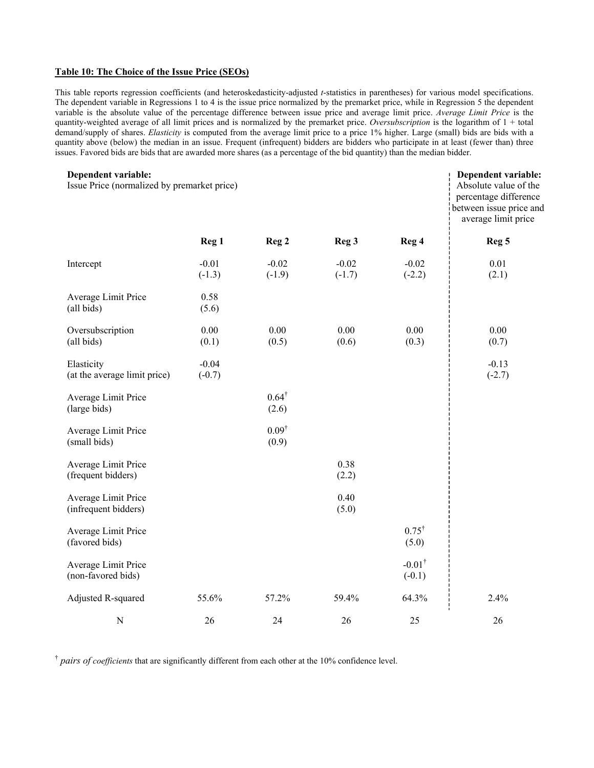**Table 10: The Choice of the Issue Price (SEOs)**

This table reports regression coefficients (and heteroskedasticity-adjusted *t*-statistics in parentheses) for various model specifications. The dependent variable in Regressions 1 to 4 is the issue price normalized by the premarket price, while in Regression 5 the dependent variable is the absolute value of the percentage difference between issue price and average limit price. *Average Limit Price* is the quantity-weighted average of all limit prices and is normalized by the premarket price. *Oversubscription* is the logarithm of 1 + total demand/supply of shares. *Elasticity* is computed from the average limit price to a price 1% higher. Large (small) bids are bids with a quantity above (below) the median in an issue. Frequent (infrequent) bidders are bidders who participate in at least (fewer than) three issues. Favored bids are bids that are awarded more shares (as a percentage of the bid quantity) than the median bidder.

| | **Dependent variable:** Issue Price (normalized by premarket price) | | | | **Dependent variable:** Absolute value of the percentage difference between issue price and average limit price |
|---|---|---|---|---|---|
| | **Reg 1** | **Reg 2** | **Reg 3** | **Reg 4** | **Reg 5** |
| Intercept | -0.01 (-1.3) | -0.02 (-1.9) | -0.02 (-1.7) | -0.02 (-2.2) | 0.01 (2.1) |
| Average Limit Price (all bids) | 0.58 (5.6) | | | | |
| Oversubscription (all bids) | 0.00 (0.1) | 0.00 (0.5) | 0.00 (0.6) | 0.00 (0.3) | 0.00 (0.7) |
| Elasticity (at the average limit price) | -0.04 (-0.7) | | | | -0.13 (-2.7) |
| Average Limit Price (large bids) | | 0.64† (2.6) | | | |
| Average Limit Price (small bids) | | 0.09† (0.9) | | | |
| Average Limit Price (frequent bidders) | | | 0.38 (2.2) | | |
| Average Limit Price (infrequent bidders) | | | 0.40 (5.0) | | |
| Average Limit Price (favored bids) | | | | 0.75† (5.0) | |
| Average Limit Price (non-favored bids) | | | | -0.01† (-0.1) | |
| Adjusted R-squared | 55.6% | 57.2% | 59.4% | 64.3% | 2.4% |
| N | 26 | 24 | 26 | 25 | 26 |

† *pairs of coefficients* that are significantly different from each other at the 10% confidence level.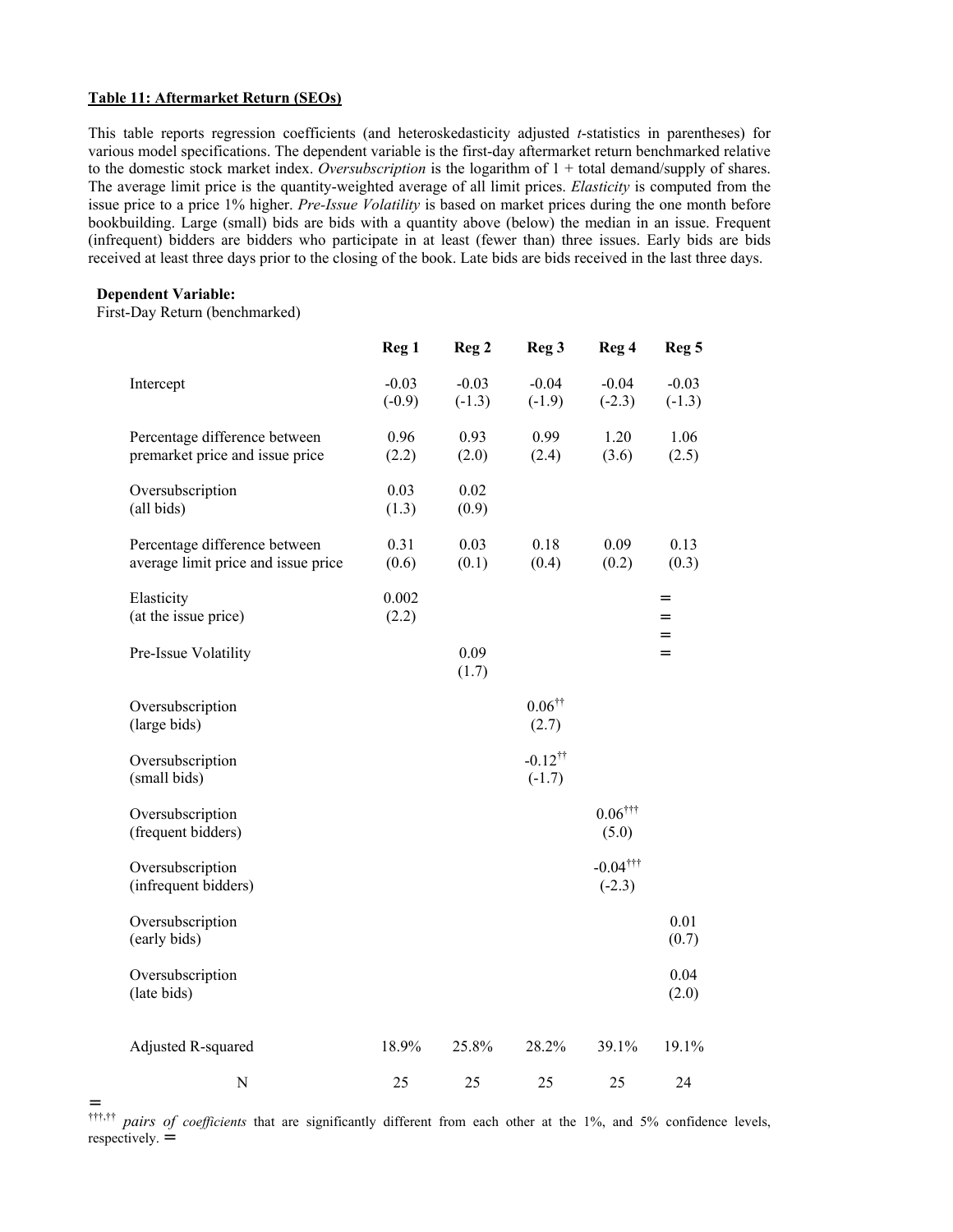**Table 11: Aftermarket Return (SEOs)**

This table reports regression coefficients (and heteroskedasticity adjusted *t*-statistics in parentheses) for various model specifications. The dependent variable is the first-day aftermarket return benchmarked relative to the domestic stock market index. *Oversubscription* is the logarithm of 1 + total demand/supply of shares. The average limit price is the quantity-weighted average of all limit prices. *Elasticity* is computed from the issue price to a price 1% higher. *Pre-Issue Volatility* is based on market prices during the one month before bookbuilding. Large (small) bids are bids with a quantity above (below) the median in an issue. Frequent (infrequent) bidders are bidders who participate in at least (fewer than) three issues. Early bids are bids received at least three days prior to the closing of the book. Late bids are bids received in the last three days.

**Dependent Variable:**
First-Day Return (benchmarked)

| | Reg 1 | Reg 2 | Reg 3 | Reg 4 | Reg 5 |
|---|---|---|---|---|---|
| Intercept | -0.03<br>(-0.9) | -0.03<br>(-1.3) | -0.04<br>(-1.9) | -0.04<br>(-2.3) | -0.03<br>(-1.3) |
| Percentage difference between premarket price and issue price | 0.96<br>(2.2) | 0.93<br>(2.0) | 0.99<br>(2.4) | 1.20<br>(3.6) | 1.06<br>(2.5) |
| Oversubscription (all bids) | 0.03<br>(1.3) | 0.02<br>(0.9) | | | |
| Percentage difference between average limit price and issue price | 0.31<br>(0.6) | 0.03<br>(0.1) | 0.18<br>(0.4) | 0.09<br>(0.2) | 0.13<br>(0.3) |
| Elasticity (at the issue price) | 0.002<br>(2.2) | | | | |
| Pre-Issue Volatility | | 0.09<br>(1.7) | | | |
| Oversubscription (large bids) | | | 0.06††<br>(2.7) | | |
| Oversubscription (small bids) | | | -0.12††<br>(-1.7) | | |
| Oversubscription (frequent bidders) | | | | 0.06†††<br>(5.0) | |
| Oversubscription (infrequent bidders) | | | | -0.04†††<br>(-2.3) | |
| Oversubscription (early bids) | | | | | 0.01<br>(0.7) |
| Oversubscription (late bids) | | | | | 0.04<br>(2.0) |
| Adjusted R-squared | 18.9% | 25.8% | 28.2% | 39.1% | 19.1% |
| N | 25 | 25 | 25 | 25 | 24 |

†††,†† *pairs of coefficients* that are significantly different from each other at the 1%, and 5% confidence levels, respectively.